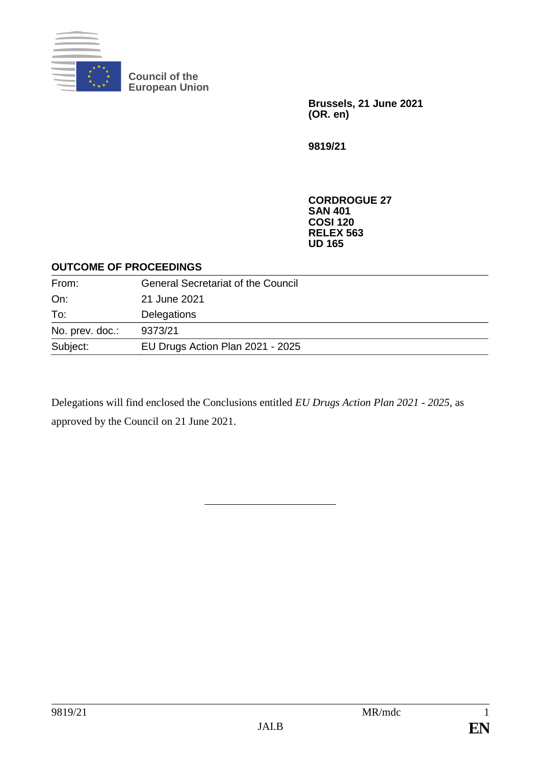Council of the European Union

**Brussels, 21 June 2021**
**(OR. en)**

**9819/21**

**CORDROGUE 27**
**SAN 401**
**COSI 120**
**RELEX 563**
**UD 165**

**OUTCOME OF PROCEEDINGS**

| | |
|---|---|
| From: | General Secretariat of the Council |
| On: | 21 June 2021 |
| To: | Delegations |
| No. prev. doc.: | 9373/21 |
| Subject: | EU Drugs Action Plan 2021 - 2025 |

Delegations will find enclosed the Conclusions entitled *EU Drugs Action Plan 2021 - 2025*, as approved by the Council on 21 June 2021.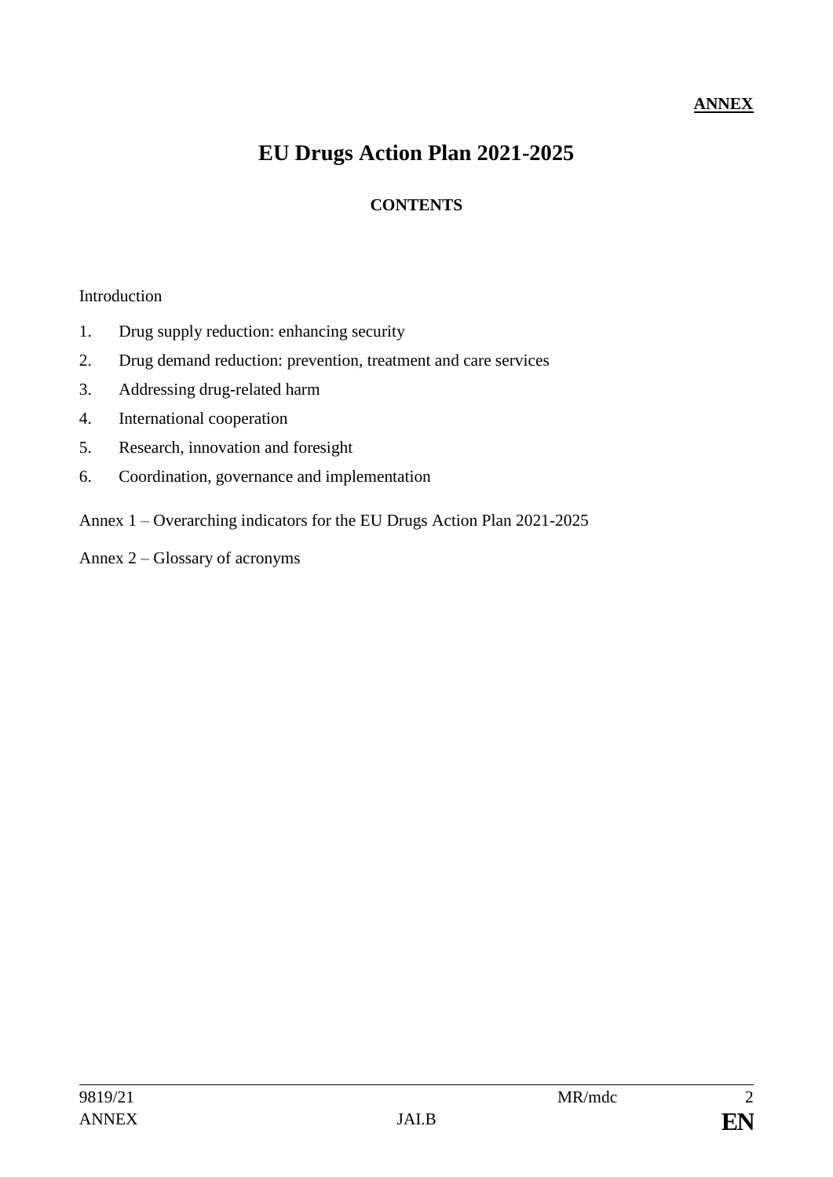**ANNEX**

# EU Drugs Action Plan 2021-2025

## CONTENTS

Introduction

1. Drug supply reduction: enhancing security
2. Drug demand reduction: prevention, treatment and care services
3. Addressing drug-related harm
4. International cooperation
5. Research, innovation and foresight
6. Coordination, governance and implementation

Annex 1 – Overarching indicators for the EU Drugs Action Plan 2021-2025

Annex 2 – Glossary of acronyms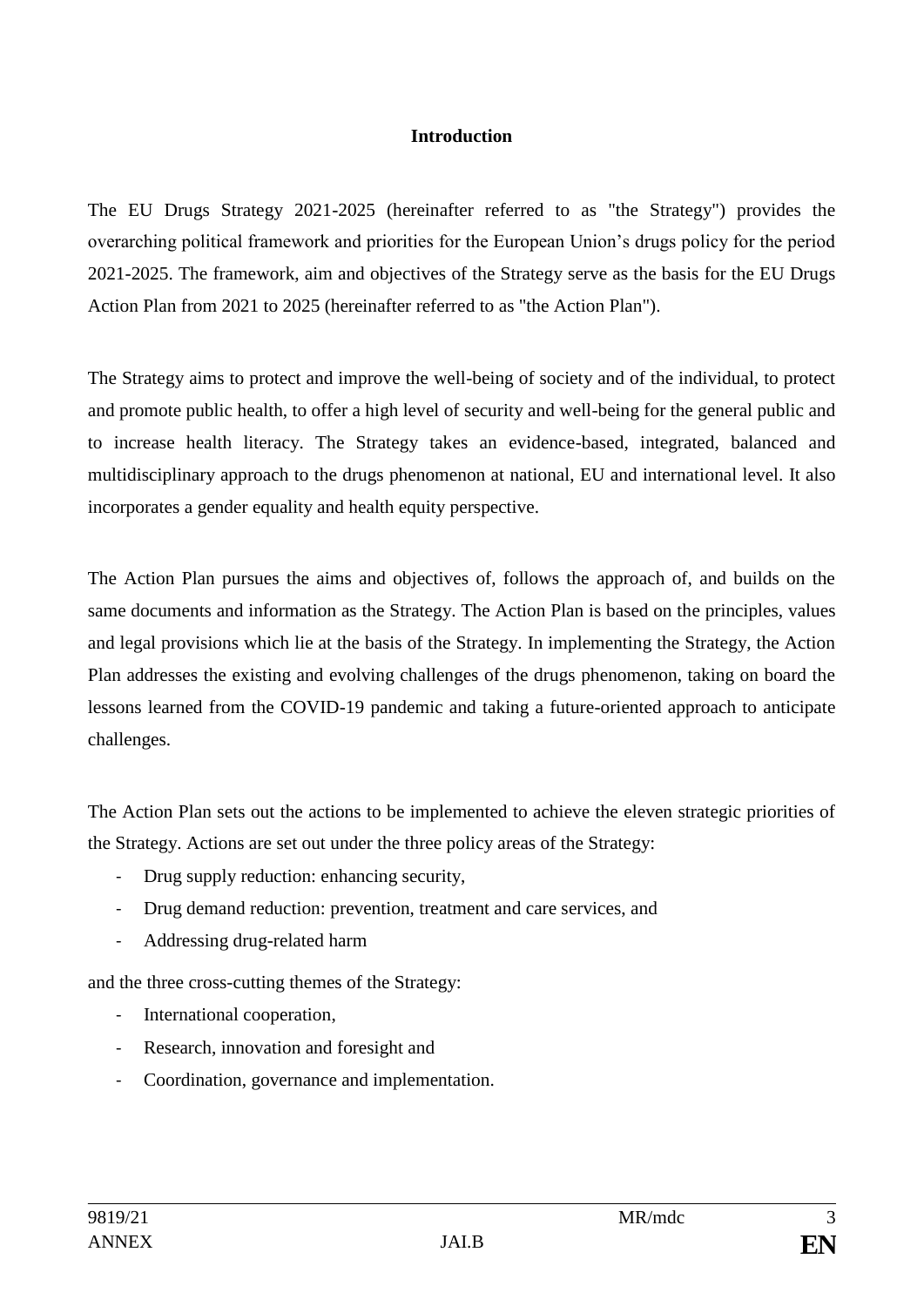## Introduction

The EU Drugs Strategy 2021-2025 (hereinafter referred to as "the Strategy") provides the overarching political framework and priorities for the European Union's drugs policy for the period 2021-2025. The framework, aim and objectives of the Strategy serve as the basis for the EU Drugs Action Plan from 2021 to 2025 (hereinafter referred to as "the Action Plan").

The Strategy aims to protect and improve the well-being of society and of the individual, to protect and promote public health, to offer a high level of security and well-being for the general public and to increase health literacy. The Strategy takes an evidence-based, integrated, balanced and multidisciplinary approach to the drugs phenomenon at national, EU and international level. It also incorporates a gender equality and health equity perspective.

The Action Plan pursues the aims and objectives of, follows the approach of, and builds on the same documents and information as the Strategy. The Action Plan is based on the principles, values and legal provisions which lie at the basis of the Strategy. In implementing the Strategy, the Action Plan addresses the existing and evolving challenges of the drugs phenomenon, taking on board the lessons learned from the COVID-19 pandemic and taking a future-oriented approach to anticipate challenges.

The Action Plan sets out the actions to be implemented to achieve the eleven strategic priorities of the Strategy. Actions are set out under the three policy areas of the Strategy:

- Drug supply reduction: enhancing security,
- Drug demand reduction: prevention, treatment and care services, and
- Addressing drug-related harm

and the three cross-cutting themes of the Strategy:

- International cooperation,
- Research, innovation and foresight and
- Coordination, governance and implementation.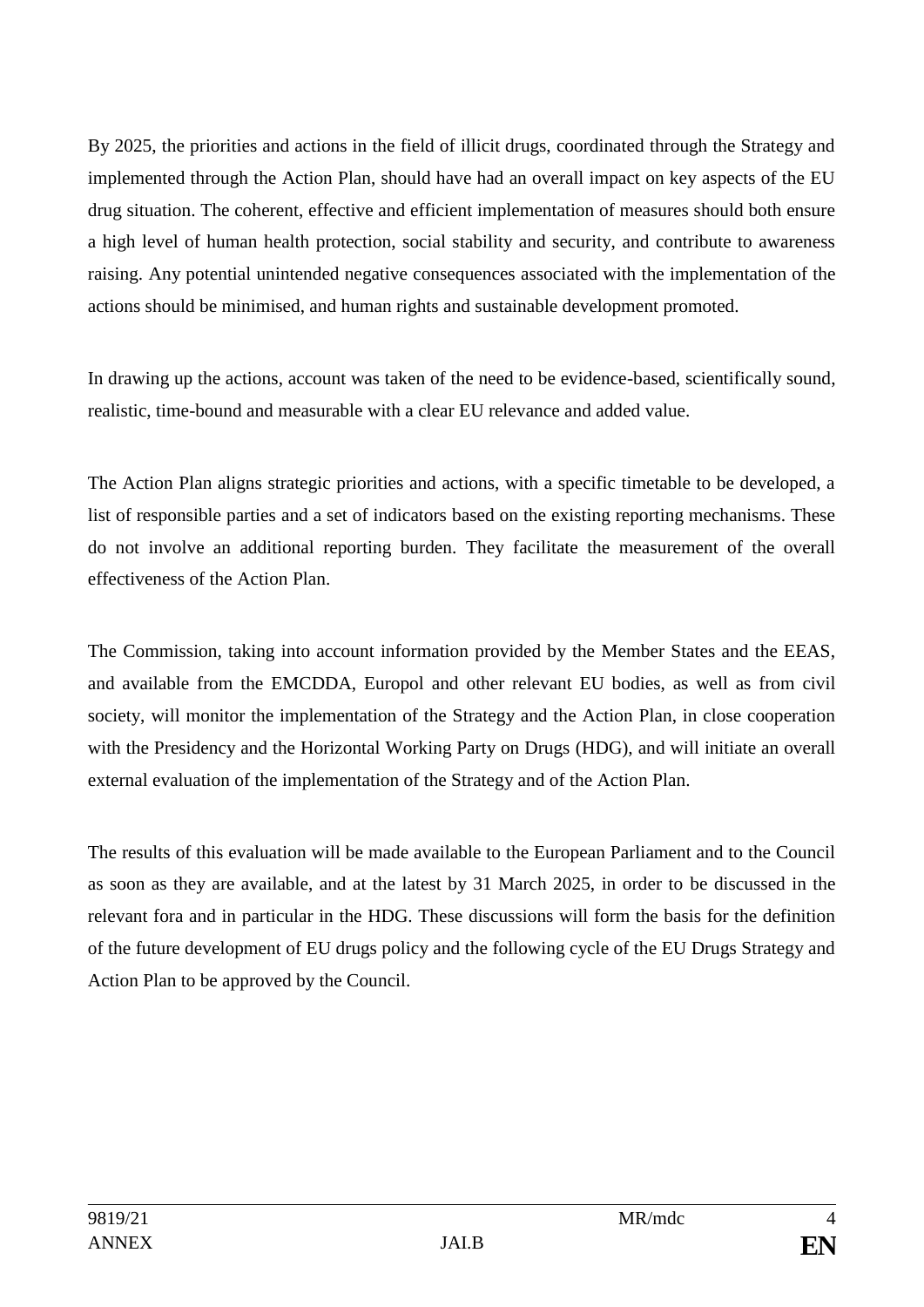By 2025, the priorities and actions in the field of illicit drugs, coordinated through the Strategy and implemented through the Action Plan, should have had an overall impact on key aspects of the EU drug situation. The coherent, effective and efficient implementation of measures should both ensure a high level of human health protection, social stability and security, and contribute to awareness raising. Any potential unintended negative consequences associated with the implementation of the actions should be minimised, and human rights and sustainable development promoted.

In drawing up the actions, account was taken of the need to be evidence-based, scientifically sound, realistic, time-bound and measurable with a clear EU relevance and added value.

The Action Plan aligns strategic priorities and actions, with a specific timetable to be developed, a list of responsible parties and a set of indicators based on the existing reporting mechanisms. These do not involve an additional reporting burden. They facilitate the measurement of the overall effectiveness of the Action Plan.

The Commission, taking into account information provided by the Member States and the EEAS, and available from the EMCDDA, Europol and other relevant EU bodies, as well as from civil society, will monitor the implementation of the Strategy and the Action Plan, in close cooperation with the Presidency and the Horizontal Working Party on Drugs (HDG), and will initiate an overall external evaluation of the implementation of the Strategy and of the Action Plan.

The results of this evaluation will be made available to the European Parliament and to the Council as soon as they are available, and at the latest by 31 March 2025, in order to be discussed in the relevant fora and in particular in the HDG. These discussions will form the basis for the definition of the future development of EU drugs policy and the following cycle of the EU Drugs Strategy and Action Plan to be approved by the Council.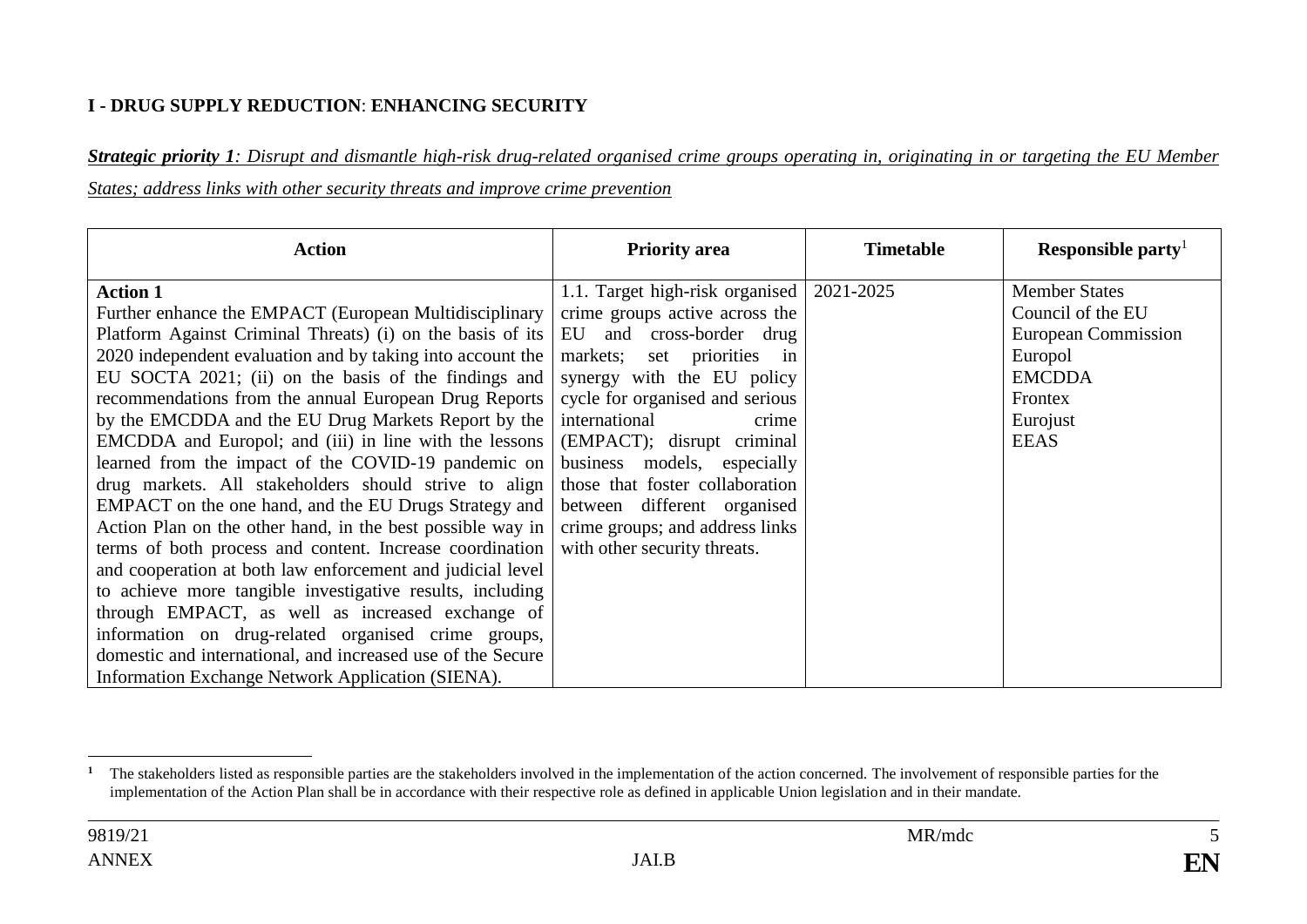**I - DRUG SUPPLY REDUCTION**: **ENHANCING SECURITY**

***Strategic priority 1****: Disrupt and dismantle high-risk drug-related organised crime groups operating in, originating in or targeting the EU Member States; address links with other security threats and improve crime prevention*

| Action | Priority area | Timetable | Responsible party[1] |
|---|---|---|---|
| **Action 1**<br>Further enhance the EMPACT (European Multidisciplinary Platform Against Criminal Threats) (i) on the basis of its 2020 independent evaluation and by taking into account the EU SOCTA 2021; (ii) on the basis of the findings and recommendations from the annual European Drug Reports by the EMCDDA and the EU Drug Markets Report by the EMCDDA and Europol; and (iii) in line with the lessons learned from the impact of the COVID-19 pandemic on drug markets. All stakeholders should strive to align EMPACT on the one hand, and the EU Drugs Strategy and Action Plan on the other hand, in the best possible way in terms of both process and content. Increase coordination and cooperation at both law enforcement and judicial level to achieve more tangible investigative results, including through EMPACT, as well as increased exchange of information on drug-related organised crime groups, domestic and international, and increased use of the Secure Information Exchange Network Application (SIENA). | 1.1. Target high-risk organised crime groups active across the EU and cross-border drug markets; set priorities in synergy with the EU policy cycle for organised and serious international crime (EMPACT); disrupt criminal business models, especially those that foster collaboration between different organised crime groups; and address links with other security threats. | 2021-2025 | Member States<br>Council of the EU<br>European Commission<br>Europol<br>EMCDDA<br>Frontex<br>Eurojust<br>EEAS |

[1] The stakeholders listed as responsible parties are the stakeholders involved in the implementation of the action concerned. The involvement of responsible parties for the implementation of the Action Plan shall be in accordance with their respective role as defined in applicable Union legislation and in their mandate.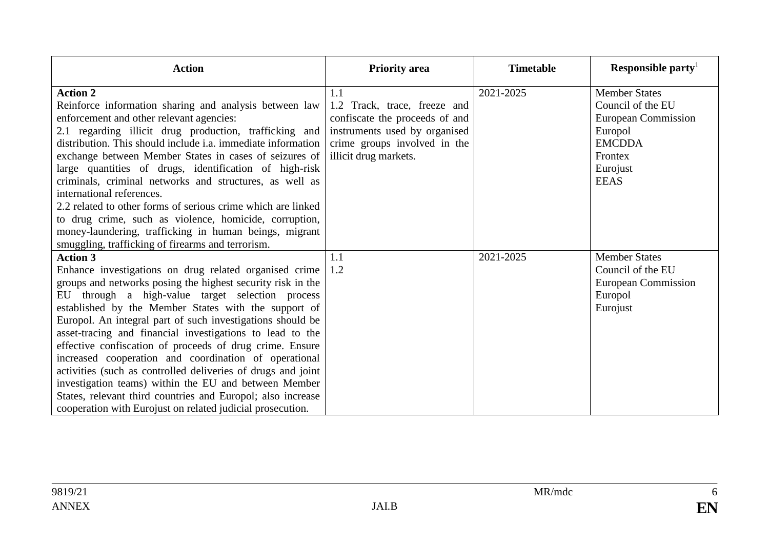| Action | Priority area | Timetable | Responsible party[1] |
|---|---|---|---|
| **Action 2**<br>Reinforce information sharing and analysis between law enforcement and other relevant agencies:<br>2.1 regarding illicit drug production, trafficking and distribution. This should include i.a. immediate information exchange between Member States in cases of seizures of large quantities of drugs, identification of high-risk criminals, criminal networks and structures, as well as international references.<br>2.2 related to other forms of serious crime which are linked to drug crime, such as violence, homicide, corruption, money-laundering, trafficking in human beings, migrant smuggling, trafficking of firearms and terrorism. | 1.1<br>1.2 Track, trace, freeze and confiscate the proceeds of and instruments used by organised crime groups involved in the illicit drug markets. | 2021-2025 | Member States<br>Council of the EU<br>European Commission<br>Europol<br>EMCDDA<br>Frontex<br>Eurojust<br>EEAS |
| **Action 3**<br>Enhance investigations on drug related organised crime groups and networks posing the highest security risk in the EU through a high-value target selection process established by the Member States with the support of Europol. An integral part of such investigations should be asset-tracing and financial investigations to lead to the effective confiscation of proceeds of drug crime. Ensure increased cooperation and coordination of operational activities (such as controlled deliveries of drugs and joint investigation teams) within the EU and between Member States, relevant third countries and Europol; also increase cooperation with Eurojust on related judicial prosecution. | 1.1<br>1.2 | 2021-2025 | Member States<br>Council of the EU<br>European Commission<br>Europol<br>Eurojust |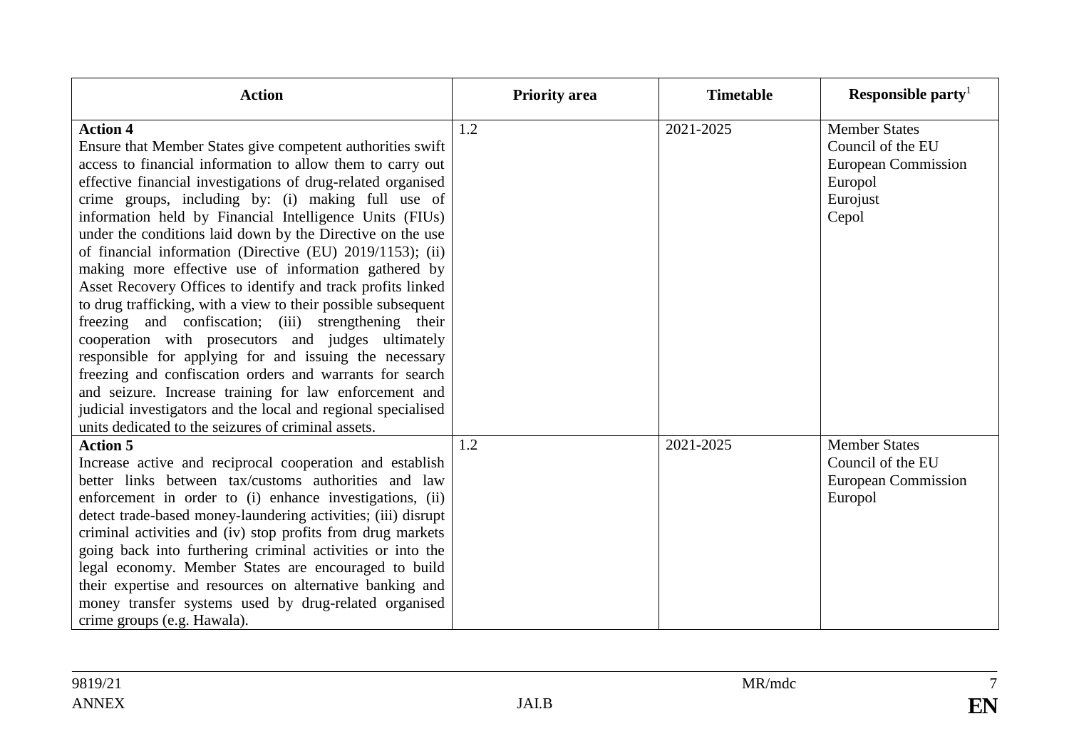| Action | Priority area | Timetable | Responsible party[1] |
|---|---|---|---|
| **Action 4**<br>Ensure that Member States give competent authorities swift access to financial information to allow them to carry out effective financial investigations of drug-related organised crime groups, including by: (i) making full use of information held by Financial Intelligence Units (FIUs) under the conditions laid down by the Directive on the use of financial information (Directive (EU) 2019/1153); (ii) making more effective use of information gathered by Asset Recovery Offices to identify and track profits linked to drug trafficking, with a view to their possible subsequent freezing and confiscation; (iii) strengthening their cooperation with prosecutors and judges ultimately responsible for applying for and issuing the necessary freezing and confiscation orders and warrants for search and seizure. Increase training for law enforcement and judicial investigators and the local and regional specialised units dedicated to the seizures of criminal assets. | 1.2 | 2021-2025 | Member States<br>Council of the EU<br>European Commission<br>Europol<br>Eurojust<br>Cepol |
| **Action 5**<br>Increase active and reciprocal cooperation and establish better links between tax/customs authorities and law enforcement in order to (i) enhance investigations, (ii) detect trade-based money-laundering activities; (iii) disrupt criminal activities and (iv) stop profits from drug markets going back into furthering criminal activities or into the legal economy. Member States are encouraged to build their expertise and resources on alternative banking and money transfer systems used by drug-related organised crime groups (e.g. Hawala). | 1.2 | 2021-2025 | Member States<br>Council of the EU<br>European Commission<br>Europol |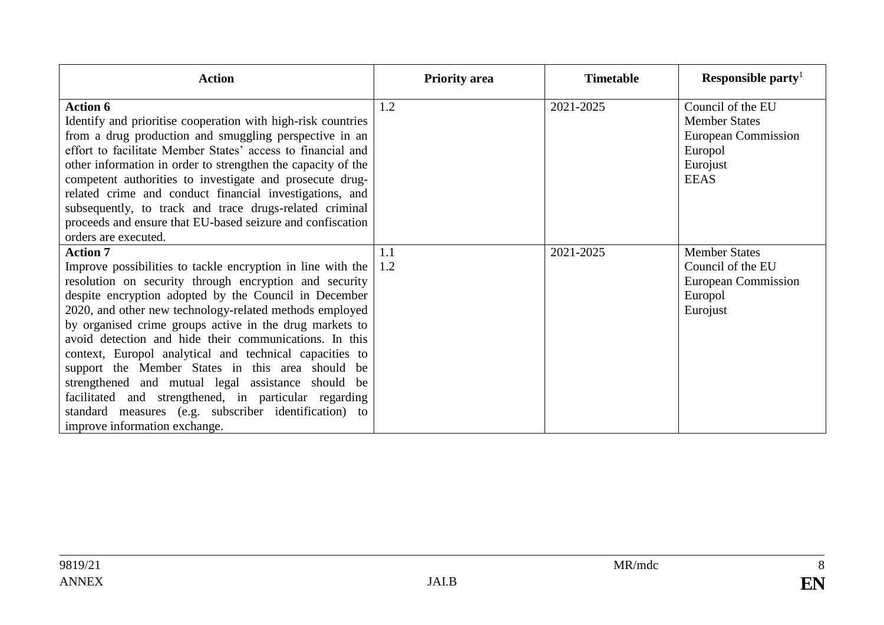| Action | Priority area | Timetable | Responsible party[1] |
| --- | --- | --- | --- |
| **Action 6**<br>Identify and prioritise cooperation with high-risk countries from a drug production and smuggling perspective in an effort to facilitate Member States' access to financial and other information in order to strengthen the capacity of the competent authorities to investigate and prosecute drug-related crime and conduct financial investigations, and subsequently, to track and trace drugs-related criminal proceeds and ensure that EU-based seizure and confiscation orders are executed. | 1.2 | 2021-2025 | Council of the EU<br>Member States<br>European Commission<br>Europol<br>Eurojust<br>EEAS |
| **Action 7**<br>Improve possibilities to tackle encryption in line with the resolution on security through encryption and security despite encryption adopted by the Council in December 2020, and other new technology-related methods employed by organised crime groups active in the drug markets to avoid detection and hide their communications. In this context, Europol analytical and technical capacities to support the Member States in this area should be strengthened and mutual legal assistance should be facilitated and strengthened, in particular regarding standard measures (e.g. subscriber identification) to improve information exchange. | 1.1<br>1.2 | 2021-2025 | Member States<br>Council of the EU<br>European Commission<br>Europol<br>Eurojust |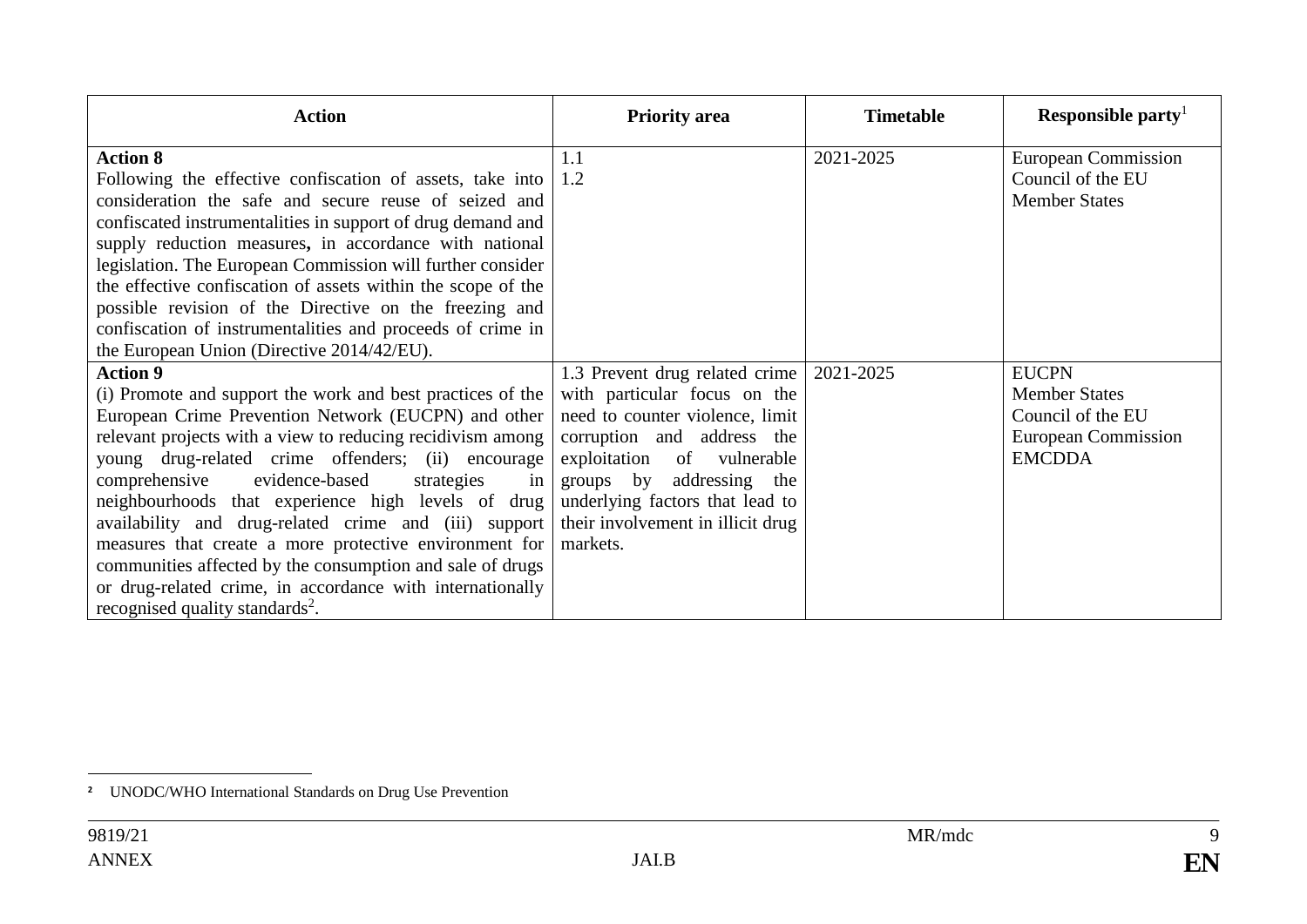| **Action** | **Priority area** | **Timetable** | **Responsible party**[1] |
| --- | --- | --- | --- |
| **Action 8**<br>Following the effective confiscation of assets, take into consideration the safe and secure reuse of seized and confiscated instrumentalities in support of drug demand and supply reduction measures**,** in accordance with national legislation. The European Commission will further consider the effective confiscation of assets within the scope of the possible revision of the Directive on the freezing and confiscation of instrumentalities and proceeds of crime in the European Union (Directive 2014/42/EU). | 1.1<br>1.2 | 2021-2025 | European Commission<br>Council of the EU<br>Member States |
| **Action 9**<br>(i) Promote and support the work and best practices of the European Crime Prevention Network (EUCPN) and other relevant projects with a view to reducing recidivism among young drug-related crime offenders; (ii) encourage comprehensive evidence-based strategies in neighbourhoods that experience high levels of drug availability and drug-related crime and (iii) support measures that create a more protective environment for communities affected by the consumption and sale of drugs or drug-related crime, in accordance with internationally recognised quality standards[2]. | 1.3 Prevent drug related crime with particular focus on the need to counter violence, limit corruption and address the exploitation of vulnerable groups by addressing the underlying factors that lead to their involvement in illicit drug markets. | 2021-2025 | EUCPN<br>Member States<br>Council of the EU<br>European Commission<br>EMCDDA |

[2] UNODC/WHO International Standards on Drug Use Prevention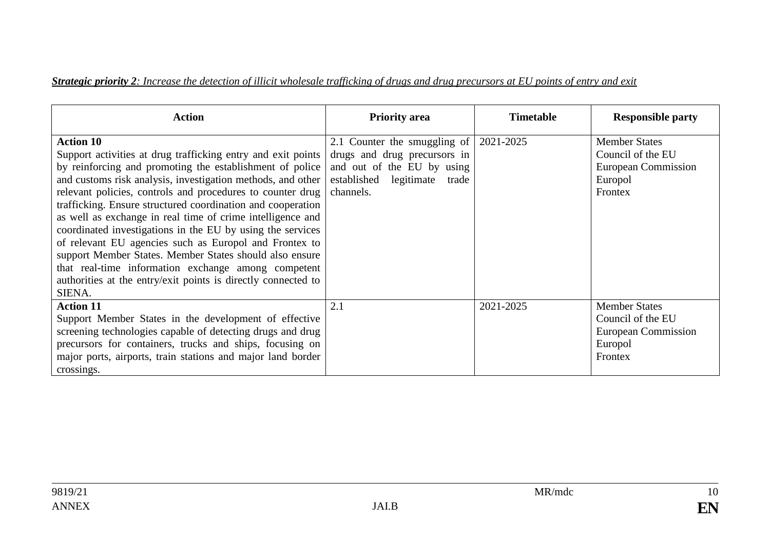***Strategic priority 2**: Increase the detection of illicit wholesale trafficking of drugs and drug precursors at EU points of entry and exit*

| Action | Priority area | Timetable | Responsible party |
|---|---|---|---|
| **Action 10**<br>Support activities at drug trafficking entry and exit points by reinforcing and promoting the establishment of police and customs risk analysis, investigation methods, and other relevant policies, controls and procedures to counter drug trafficking. Ensure structured coordination and cooperation as well as exchange in real time of crime intelligence and coordinated investigations in the EU by using the services of relevant EU agencies such as Europol and Frontex to support Member States. Member States should also ensure that real-time information exchange among competent authorities at the entry/exit points is directly connected to SIENA. | 2.1 Counter the smuggling of drugs and drug precursors in and out of the EU by using established legitimate trade channels. | 2021-2025 | Member States<br>Council of the EU<br>European Commission<br>Europol<br>Frontex |
| **Action 11**<br>Support Member States in the development of effective screening technologies capable of detecting drugs and drug precursors for containers, trucks and ships, focusing on major ports, airports, train stations and major land border crossings. | 2.1 | 2021-2025 | Member States<br>Council of the EU<br>European Commission<br>Europol<br>Frontex |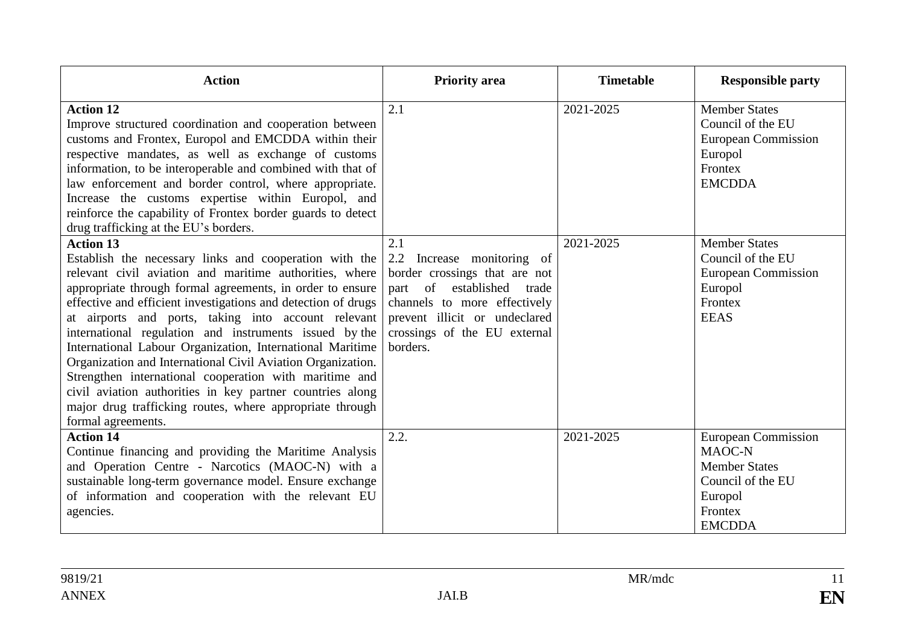| Action | Priority area | Timetable | Responsible party |
|---|---|---|---|
| **Action 12**<br>Improve structured coordination and cooperation between customs and Frontex, Europol and EMCDDA within their respective mandates, as well as exchange of customs information, to be interoperable and combined with that of law enforcement and border control, where appropriate. Increase the customs expertise within Europol, and reinforce the capability of Frontex border guards to detect drug trafficking at the EU's borders. | 2.1 | 2021-2025 | Member States<br>Council of the EU<br>European Commission<br>Europol<br>Frontex<br>EMCDDA |
| **Action 13**<br>Establish the necessary links and cooperation with the relevant civil aviation and maritime authorities, where appropriate through formal agreements, in order to ensure effective and efficient investigations and detection of drugs at airports and ports, taking into account relevant international regulation and instruments issued by the International Labour Organization, International Maritime Organization and International Civil Aviation Organization. Strengthen international cooperation with maritime and civil aviation authorities in key partner countries along major drug trafficking routes, where appropriate through formal agreements. | 2.1<br>2.2 Increase monitoring of border crossings that are not part of established trade channels to more effectively prevent illicit or undeclared crossings of the EU external borders. | 2021-2025 | Member States<br>Council of the EU<br>European Commission<br>Europol<br>Frontex<br>EEAS |
| **Action 14**<br>Continue financing and providing the Maritime Analysis and Operation Centre - Narcotics (MAOC-N) with a sustainable long-term governance model. Ensure exchange of information and cooperation with the relevant EU agencies. | 2.2. | 2021-2025 | European Commission<br>MAOC-N<br>Member States<br>Council of the EU<br>Europol<br>Frontex<br>EMCDDA |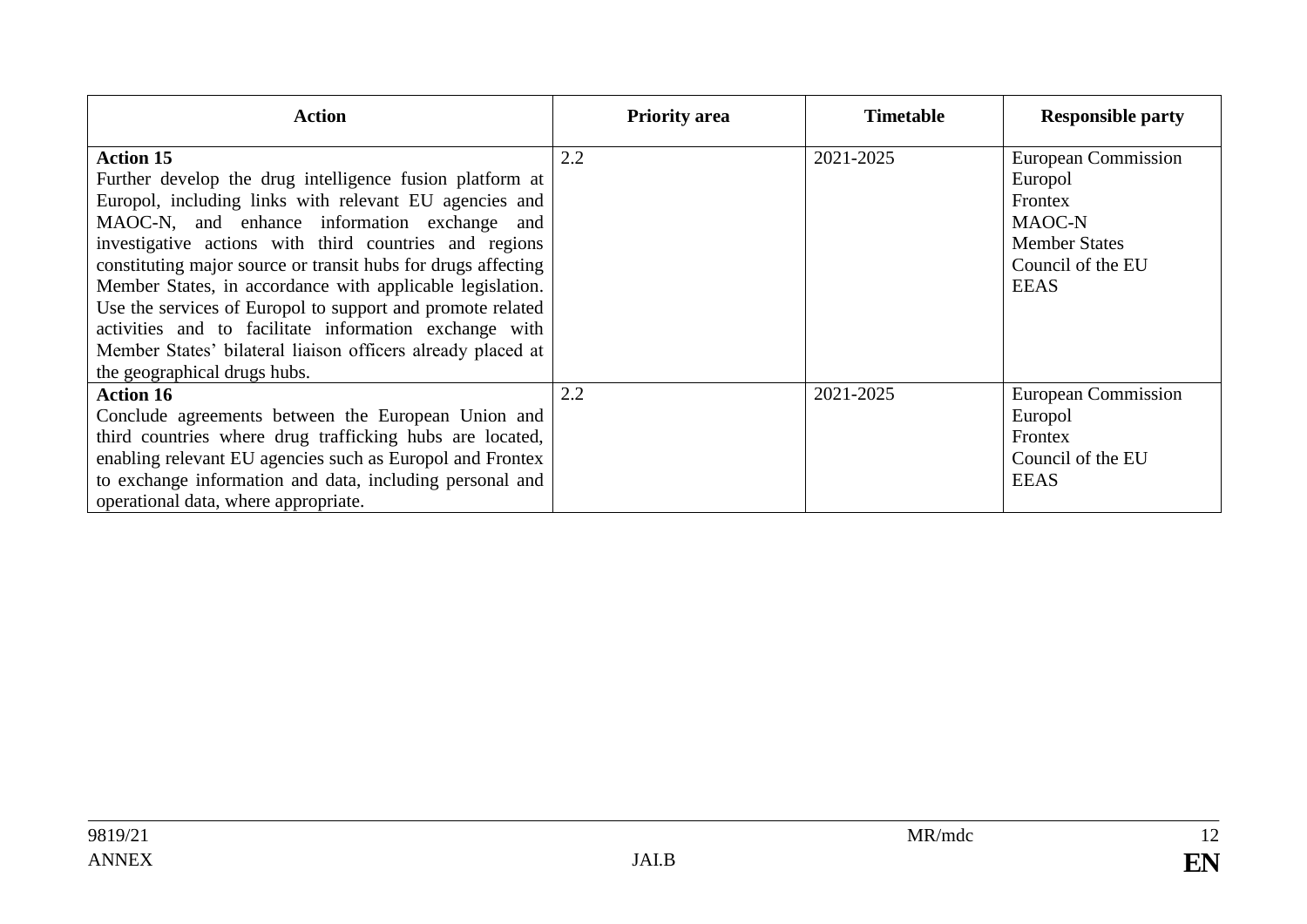| Action | Priority area | Timetable | Responsible party |
|---|---|---|---|
| **Action 15**<br>Further develop the drug intelligence fusion platform at Europol, including links with relevant EU agencies and MAOC-N, and enhance information exchange and investigative actions with third countries and regions constituting major source or transit hubs for drugs affecting Member States, in accordance with applicable legislation. Use the services of Europol to support and promote related activities and to facilitate information exchange with Member States' bilateral liaison officers already placed at the geographical drugs hubs. | 2.2 | 2021-2025 | European Commission<br>Europol<br>Frontex<br>MAOC-N<br>Member States<br>Council of the EU<br>EEAS |
| **Action 16**<br>Conclude agreements between the European Union and third countries where drug trafficking hubs are located, enabling relevant EU agencies such as Europol and Frontex to exchange information and data, including personal and operational data, where appropriate. | 2.2 | 2021-2025 | European Commission<br>Europol<br>Frontex<br>Council of the EU<br>EEAS |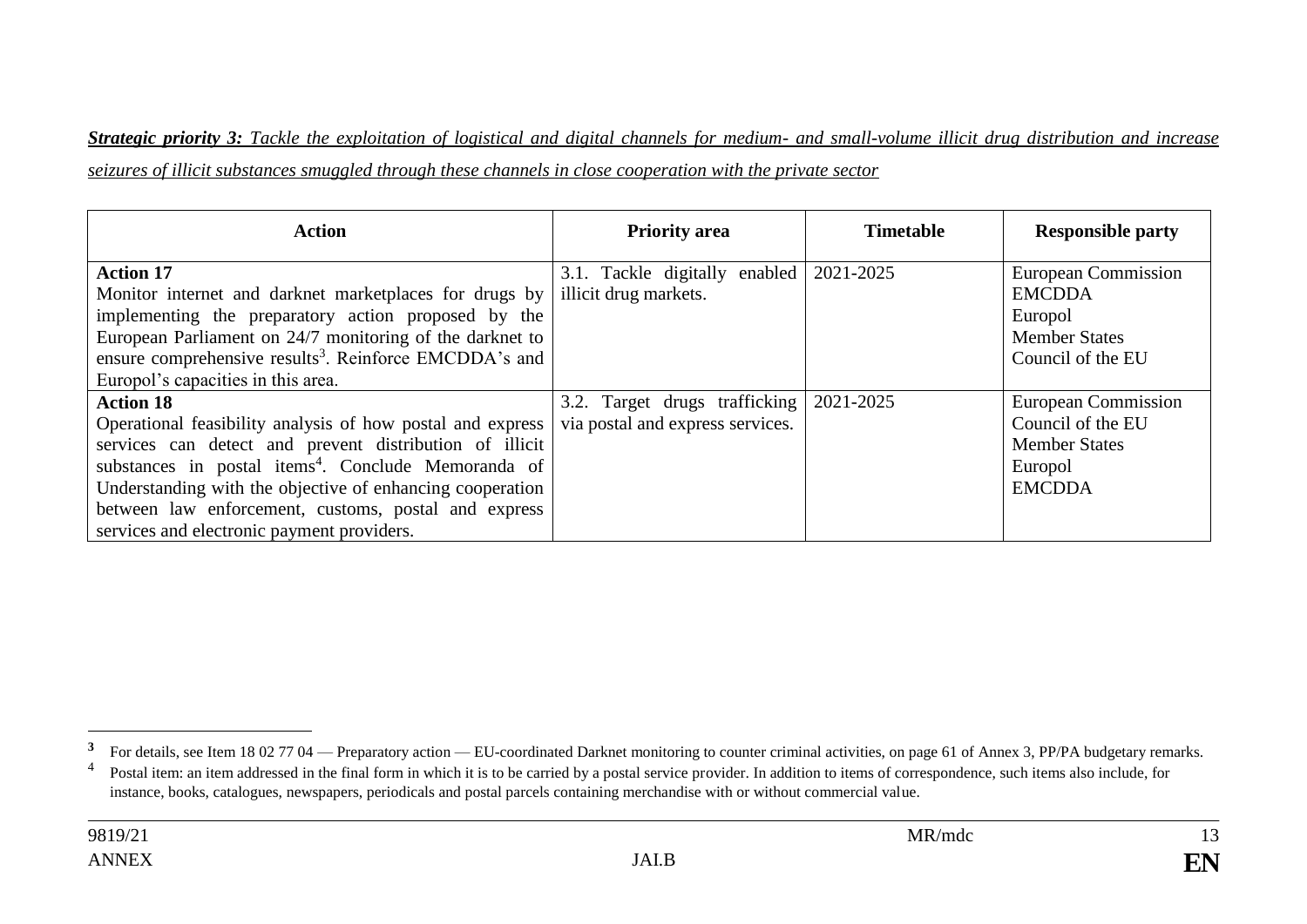***Strategic priority 3:*** *Tackle the exploitation of logistical and digital channels for medium- and small-volume illicit drug distribution and increase seizures of illicit substances smuggled through these channels in close cooperation with the private sector*

| Action | Priority area | Timetable | Responsible party |
|---|---|---|---|
| **Action 17**<br>Monitor internet and darknet marketplaces for drugs by implementing the preparatory action proposed by the European Parliament on 24/7 monitoring of the darknet to ensure comprehensive results[3]. Reinforce EMCDDA's and Europol's capacities in this area. | 3.1. Tackle digitally enabled illicit drug markets. | 2021-2025 | European Commission<br>EMCDDA<br>Europol<br>Member States<br>Council of the EU |
| **Action 18**<br>Operational feasibility analysis of how postal and express services can detect and prevent distribution of illicit substances in postal items[4]. Conclude Memoranda of Understanding with the objective of enhancing cooperation between law enforcement, customs, postal and express services and electronic payment providers. | 3.2. Target drugs trafficking via postal and express services. | 2021-2025 | European Commission<br>Council of the EU<br>Member States<br>Europol<br>EMCDDA |

---

[3] For details, see Item 18 02 77 04 — Preparatory action — EU-coordinated Darknet monitoring to counter criminal activities, on page 61 of Annex 3, PP/PA budgetary remarks.

[4] Postal item: an item addressed in the final form in which it is to be carried by a postal service provider. In addition to items of correspondence, such items also include, for instance, books, catalogues, newspapers, periodicals and postal parcels containing merchandise with or without commercial value.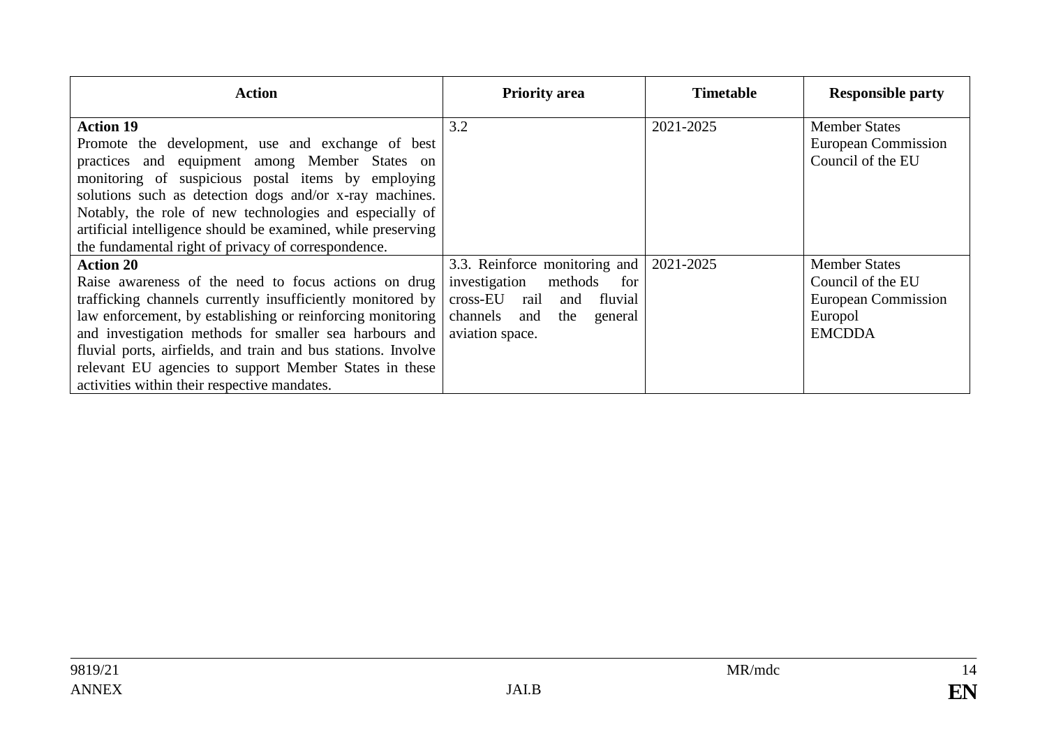| Action | Priority area | Timetable | Responsible party |
|---|---|---|---|
| **Action 19**<br>Promote the development, use and exchange of best practices and equipment among Member States on monitoring of suspicious postal items by employing solutions such as detection dogs and/or x-ray machines. Notably, the role of new technologies and especially of artificial intelligence should be examined, while preserving the fundamental right of privacy of correspondence. | 3.2 | 2021-2025 | Member States<br>European Commission<br>Council of the EU |
| **Action 20**<br>Raise awareness of the need to focus actions on drug trafficking channels currently insufficiently monitored by law enforcement, by establishing or reinforcing monitoring and investigation methods for smaller sea harbours and fluvial ports, airfields, and train and bus stations. Involve relevant EU agencies to support Member States in these activities within their respective mandates. | 3.3. Reinforce monitoring and investigation methods for cross-EU rail and fluvial channels and the general aviation space. | 2021-2025 | Member States<br>Council of the EU<br>European Commission<br>Europol<br>EMCDDA |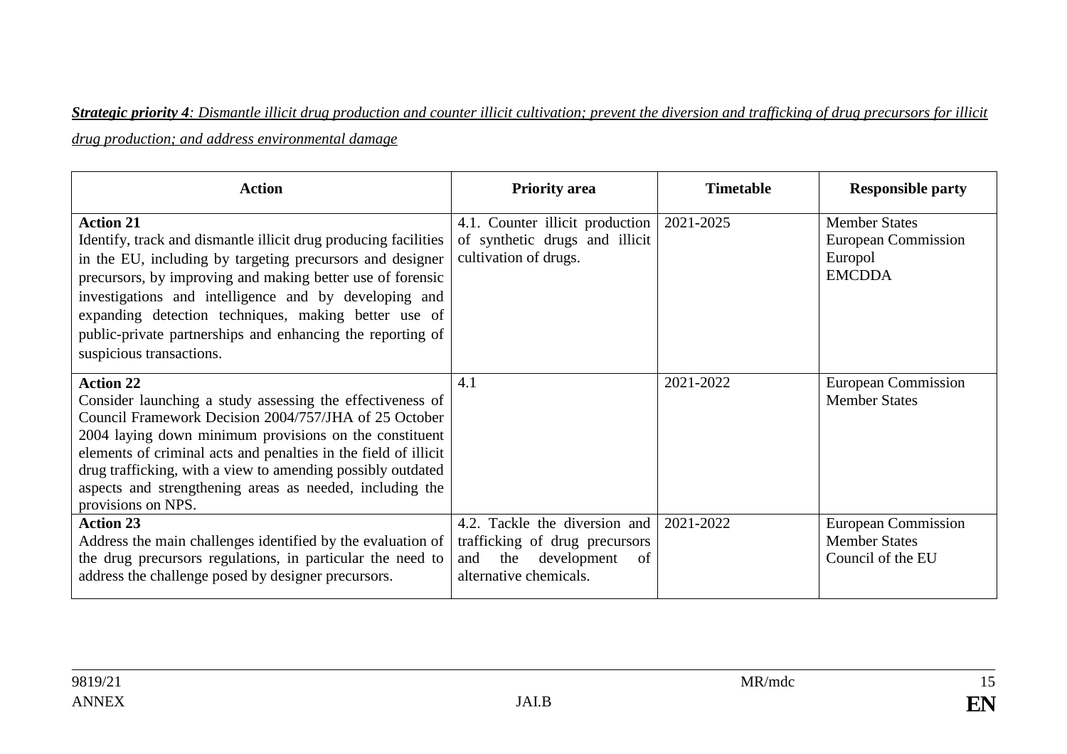***Strategic priority 4**: Dismantle illicit drug production and counter illicit cultivation; prevent the diversion and trafficking of drug precursors for illicit drug production; and address environmental damage*

| Action | Priority area | Timetable | Responsible party |
|---|---|---|---|
| **Action 21**<br>Identify, track and dismantle illicit drug producing facilities in the EU, including by targeting precursors and designer precursors, by improving and making better use of forensic investigations and intelligence and by developing and expanding detection techniques, making better use of public-private partnerships and enhancing the reporting of suspicious transactions. | 4.1. Counter illicit production of synthetic drugs and illicit cultivation of drugs. | 2021-2025 | Member States<br>European Commission<br>Europol<br>EMCDDA |
| **Action 22**<br>Consider launching a study assessing the effectiveness of Council Framework Decision 2004/757/JHA of 25 October 2004 laying down minimum provisions on the constituent elements of criminal acts and penalties in the field of illicit drug trafficking, with a view to amending possibly outdated aspects and strengthening areas as needed, including the provisions on NPS. | 4.1 | 2021-2022 | European Commission<br>Member States |
| **Action 23**<br>Address the main challenges identified by the evaluation of the drug precursors regulations, in particular the need to address the challenge posed by designer precursors. | 4.2. Tackle the diversion and trafficking of drug precursors and the development of alternative chemicals. | 2021-2022 | European Commission<br>Member States<br>Council of the EU |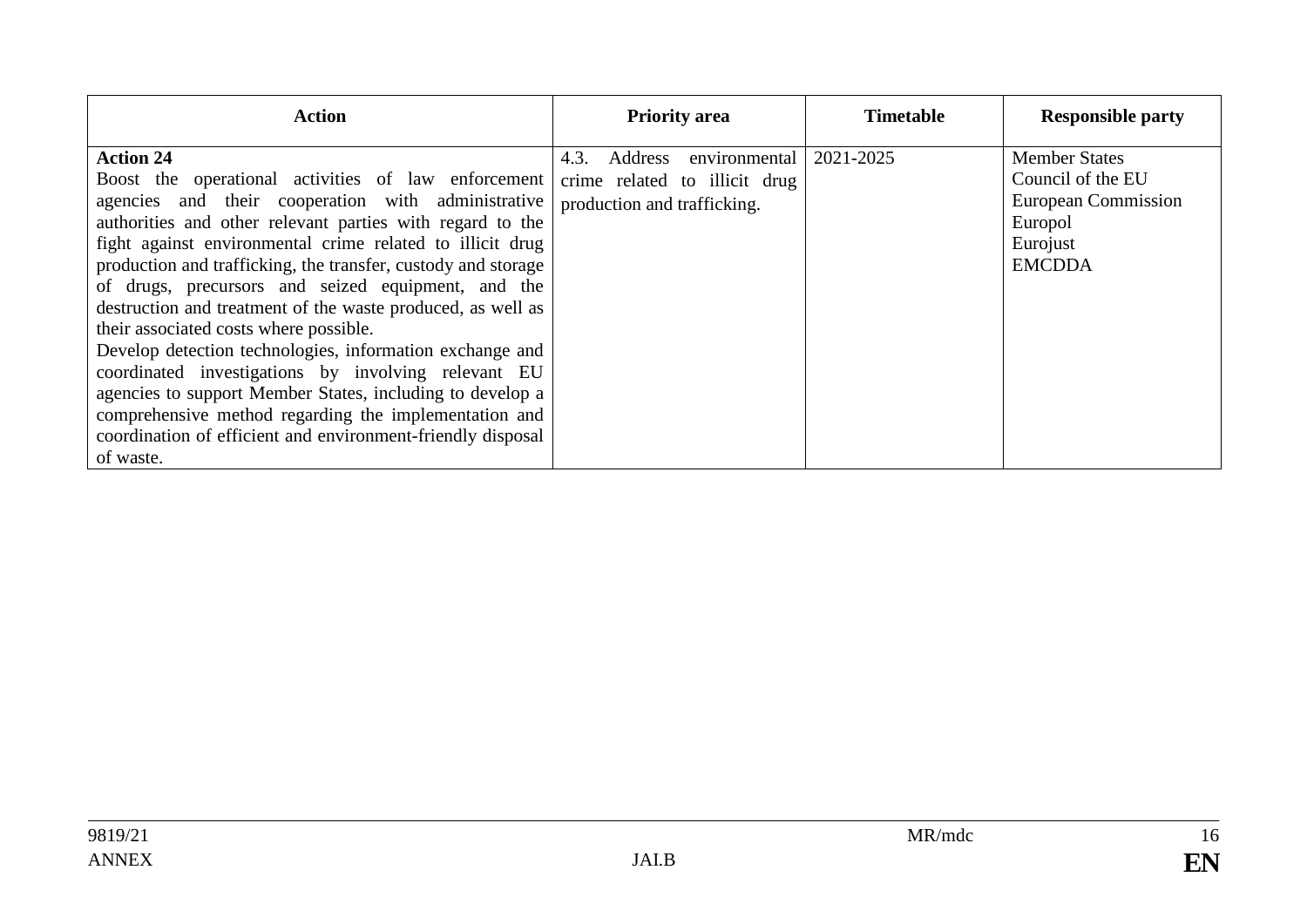| Action | Priority area | Timetable | Responsible party |
|---|---|---|---|
| **Action 24**<br>Boost the operational activities of law enforcement agencies and their cooperation with administrative authorities and other relevant parties with regard to the fight against environmental crime related to illicit drug production and trafficking, the transfer, custody and storage of drugs, precursors and seized equipment, and the destruction and treatment of the waste produced, as well as their associated costs where possible.<br>Develop detection technologies, information exchange and coordinated investigations by involving relevant EU agencies to support Member States, including to develop a comprehensive method regarding the implementation and coordination of efficient and environment-friendly disposal of waste. | 4.3. Address environmental crime related to illicit drug production and trafficking. | 2021-2025 | Member States<br>Council of the EU<br>European Commission<br>Europol<br>Eurojust<br>EMCDDA |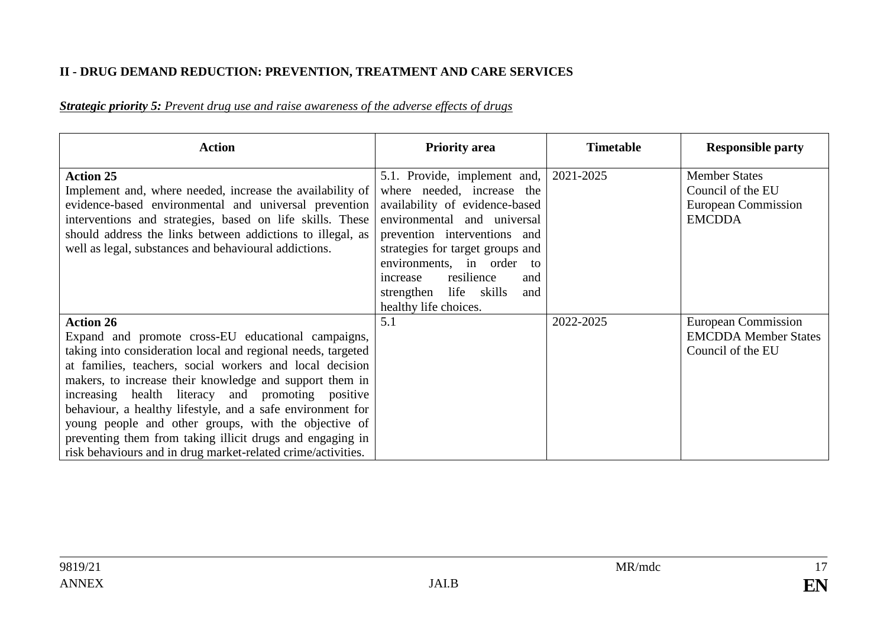**II - DRUG DEMAND REDUCTION: PREVENTION, TREATMENT AND CARE SERVICES**

***Strategic priority 5:*** *Prevent drug use and raise awareness of the adverse effects of drugs*

| Action | Priority area | Timetable | Responsible party |
|---|---|---|---|
| **Action 25**<br>Implement and, where needed, increase the availability of evidence-based environmental and universal prevention interventions and strategies, based on life skills. These should address the links between addictions to illegal, as well as legal, substances and behavioural addictions. | 5.1. Provide, implement and, where needed, increase the availability of evidence-based environmental and universal prevention interventions and strategies for target groups and environments, in order to increase resilience and strengthen life skills and healthy life choices. | 2021-2025 | Member States<br>Council of the EU<br>European Commission<br>EMCDDA |
| **Action 26**<br>Expand and promote cross-EU educational campaigns, taking into consideration local and regional needs, targeted at families, teachers, social workers and local decision makers, to increase their knowledge and support them in increasing health literacy and promoting positive behaviour, a healthy lifestyle, and a safe environment for young people and other groups, with the objective of preventing them from taking illicit drugs and engaging in risk behaviours and in drug market-related crime/activities. | 5.1 | 2022-2025 | European Commission<br>EMCDDA Member States<br>Council of the EU |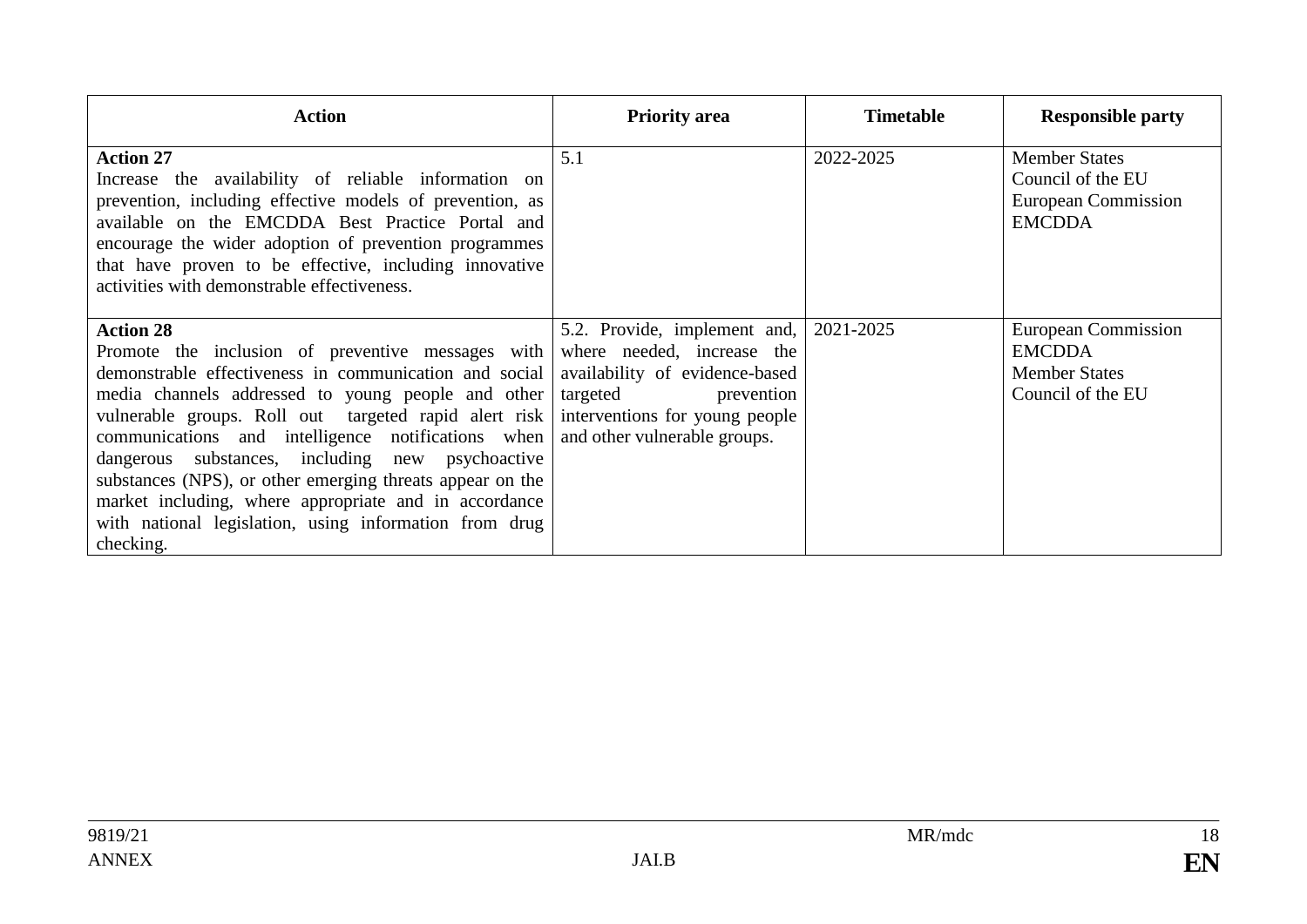| Action | Priority area | Timetable | Responsible party |
|---|---|---|---|
| **Action 27**<br>Increase the availability of reliable information on prevention, including effective models of prevention, as available on the EMCDDA Best Practice Portal and encourage the wider adoption of prevention programmes that have proven to be effective, including innovative activities with demonstrable effectiveness. | 5.1 | 2022-2025 | Member States<br>Council of the EU<br>European Commission<br>EMCDDA |
| **Action 28**<br>Promote the inclusion of preventive messages with demonstrable effectiveness in communication and social media channels addressed to young people and other vulnerable groups. Roll out targeted rapid alert risk communications and intelligence notifications when dangerous substances, including new psychoactive substances (NPS), or other emerging threats appear on the market including, where appropriate and in accordance with national legislation, using information from drug checking. | 5.2. Provide, implement and, where needed, increase the availability of evidence-based targeted prevention interventions for young people and other vulnerable groups. | 2021-2025 | European Commission<br>EMCDDA<br>Member States<br>Council of the EU |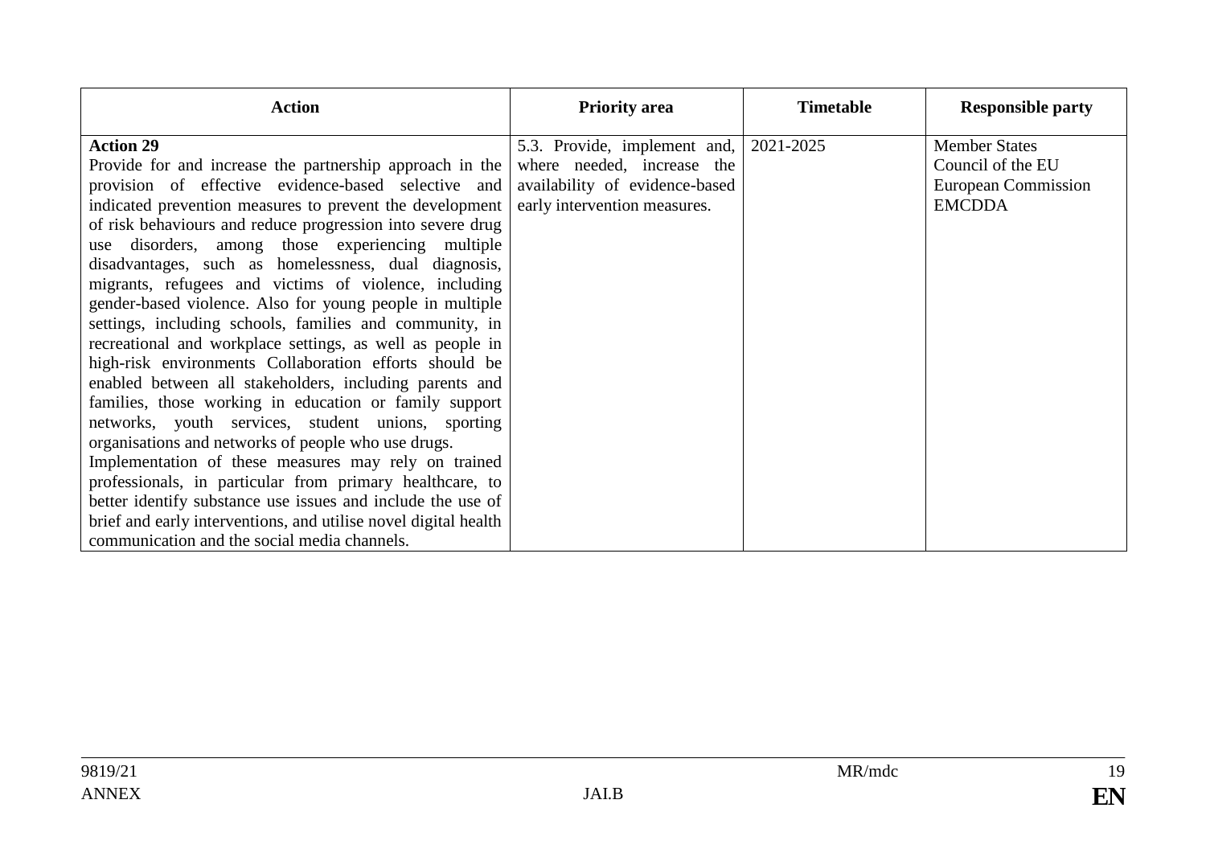| Action | Priority area | Timetable | Responsible party |
|---|---|---|---|
| **Action 29**<br>Provide for and increase the partnership approach in the provision of effective evidence-based selective and indicated prevention measures to prevent the development of risk behaviours and reduce progression into severe drug use disorders, among those experiencing multiple disadvantages, such as homelessness, dual diagnosis, migrants, refugees and victims of violence, including gender-based violence. Also for young people in multiple settings, including schools, families and community, in recreational and workplace settings, as well as people in high-risk environments Collaboration efforts should be enabled between all stakeholders, including parents and families, those working in education or family support networks, youth services, student unions, sporting organisations and networks of people who use drugs.<br>Implementation of these measures may rely on trained professionals, in particular from primary healthcare, to better identify substance use issues and include the use of brief and early interventions, and utilise novel digital health communication and the social media channels. | 5.3. Provide, implement and, where needed, increase the availability of evidence-based early intervention measures. | 2021-2025 | Member States<br>Council of the EU<br>European Commission<br>EMCDDA |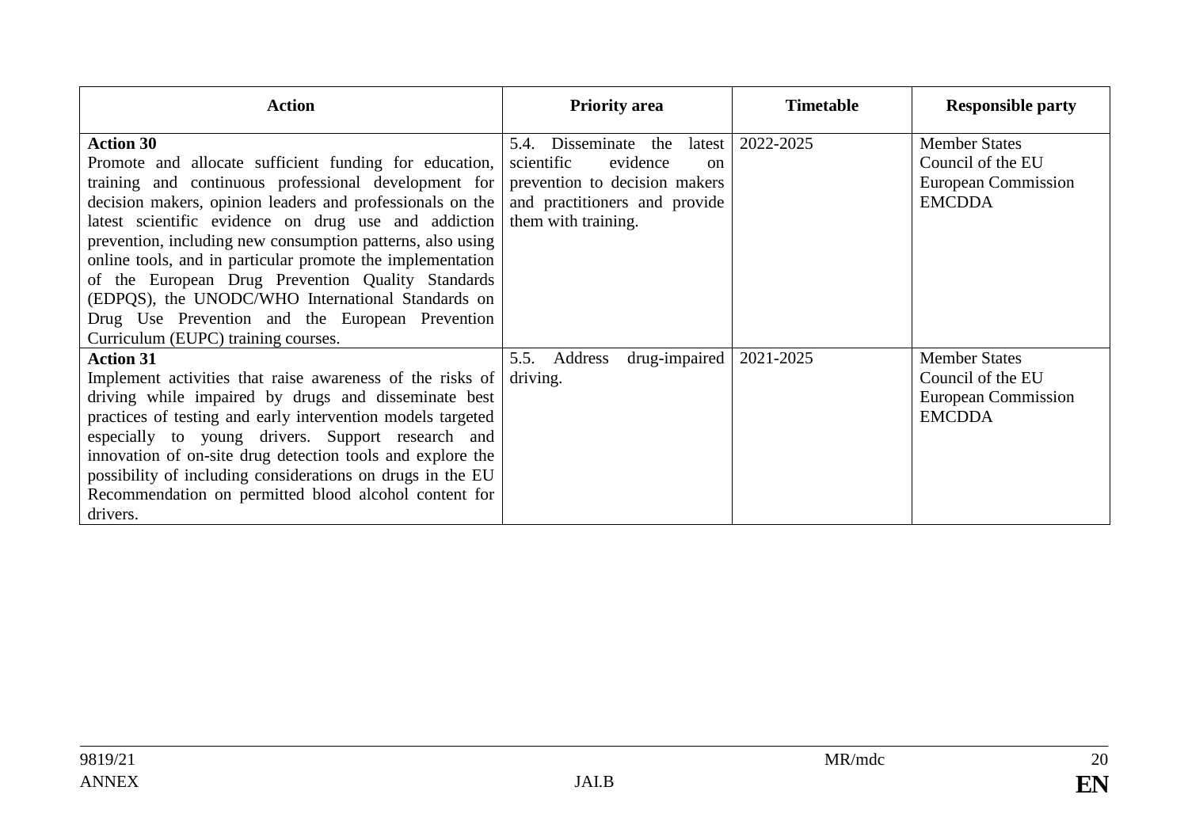| Action | Priority area | Timetable | Responsible party |
|---|---|---|---|
| **Action 30** Promote and allocate sufficient funding for education, training and continuous professional development for decision makers, opinion leaders and professionals on the latest scientific evidence on drug use and addiction prevention, including new consumption patterns, also using online tools, and in particular promote the implementation of the European Drug Prevention Quality Standards (EDPQS), the UNODC/WHO International Standards on Drug Use Prevention and the European Prevention Curriculum (EUPC) training courses. | 5.4. Disseminate the latest scientific evidence on prevention to decision makers and practitioners and provide them with training. | 2022-2025 | Member States<br>Council of the EU<br>European Commission<br>EMCDDA |
| **Action 31** Implement activities that raise awareness of the risks of driving while impaired by drugs and disseminate best practices of testing and early intervention models targeted especially to young drivers. Support research and innovation of on-site drug detection tools and explore the possibility of including considerations on drugs in the EU Recommendation on permitted blood alcohol content for drivers. | 5.5. Address drug-impaired driving. | 2021-2025 | Member States<br>Council of the EU<br>European Commission<br>EMCDDA |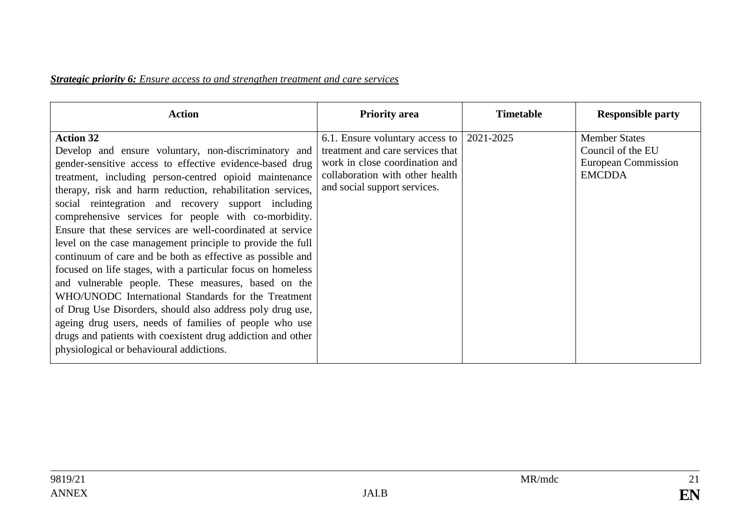***Strategic priority 6:*** *Ensure access to and strengthen treatment and care services*

| Action | Priority area | Timetable | Responsible party |
|---|---|---|---|
| **Action 32**<br>Develop and ensure voluntary, non-discriminatory and gender-sensitive access to effective evidence-based drug treatment, including person-centred opioid maintenance therapy, risk and harm reduction, rehabilitation services, social reintegration and recovery support including comprehensive services for people with co-morbidity. Ensure that these services are well-coordinated at service level on the case management principle to provide the full continuum of care and be both as effective as possible and focused on life stages, with a particular focus on homeless and vulnerable people. These measures, based on the WHO/UNODC International Standards for the Treatment of Drug Use Disorders, should also address poly drug use, ageing drug users, needs of families of people who use drugs and patients with coexistent drug addiction and other physiological or behavioural addictions. | 6.1. Ensure voluntary access to treatment and care services that work in close coordination and collaboration with other health and social support services. | 2021-2025 | Member States<br>Council of the EU<br>European Commission<br>EMCDDA |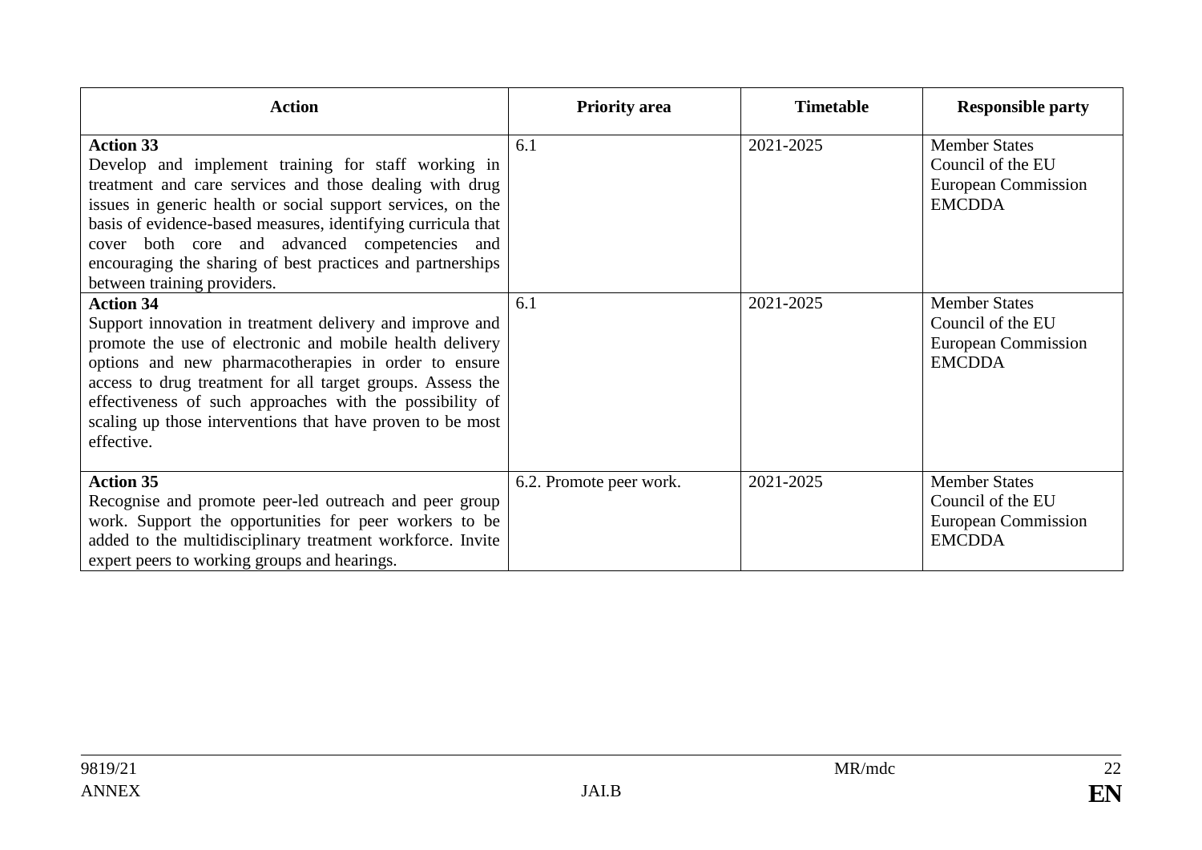| Action | Priority area | Timetable | Responsible party |
|---|---|---|---|
| **Action 33**<br>Develop and implement training for staff working in treatment and care services and those dealing with drug issues in generic health or social support services, on the basis of evidence-based measures, identifying curricula that cover both core and advanced competencies and encouraging the sharing of best practices and partnerships between training providers. | 6.1 | 2021-2025 | Member States<br>Council of the EU<br>European Commission<br>EMCDDA |
| **Action 34**<br>Support innovation in treatment delivery and improve and promote the use of electronic and mobile health delivery options and new pharmacotherapies in order to ensure access to drug treatment for all target groups. Assess the effectiveness of such approaches with the possibility of scaling up those interventions that have proven to be most effective. | 6.1 | 2021-2025 | Member States<br>Council of the EU<br>European Commission<br>EMCDDA |
| **Action 35**<br>Recognise and promote peer-led outreach and peer group work. Support the opportunities for peer workers to be added to the multidisciplinary treatment workforce. Invite expert peers to working groups and hearings. | 6.2. Promote peer work. | 2021-2025 | Member States<br>Council of the EU<br>European Commission<br>EMCDDA |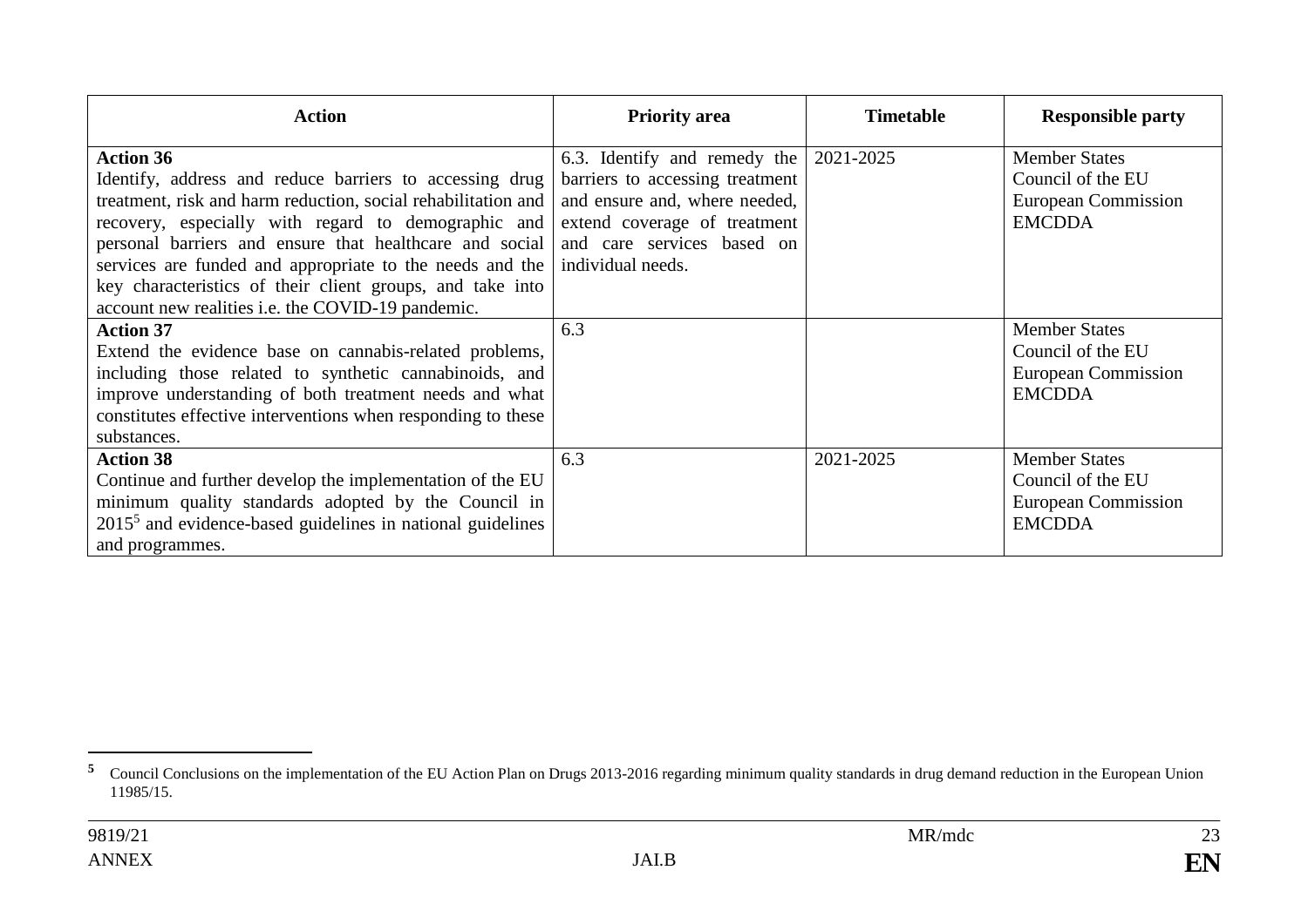| Action | Priority area | Timetable | Responsible party |
|---|---|---|---|
| **Action 36**<br>Identify, address and reduce barriers to accessing drug treatment, risk and harm reduction, social rehabilitation and recovery, especially with regard to demographic and personal barriers and ensure that healthcare and social services are funded and appropriate to the needs and the key characteristics of their client groups, and take into account new realities i.e. the COVID-19 pandemic. | 6.3. Identify and remedy the barriers to accessing treatment and ensure and, where needed, extend coverage of treatment and care services based on individual needs. | 2021-2025 | Member States<br>Council of the EU<br>European Commission<br>EMCDDA |
| **Action 37**<br>Extend the evidence base on cannabis-related problems, including those related to synthetic cannabinoids, and improve understanding of both treatment needs and what constitutes effective interventions when responding to these substances. | 6.3 | | Member States<br>Council of the EU<br>European Commission<br>EMCDDA |
| **Action 38**<br>Continue and further develop the implementation of the EU minimum quality standards adopted by the Council in 2015[5] and evidence-based guidelines in national guidelines and programmes. | 6.3 | 2021-2025 | Member States<br>Council of the EU<br>European Commission<br>EMCDDA |

[5] Council Conclusions on the implementation of the EU Action Plan on Drugs 2013-2016 regarding minimum quality standards in drug demand reduction in the European Union 11985/15.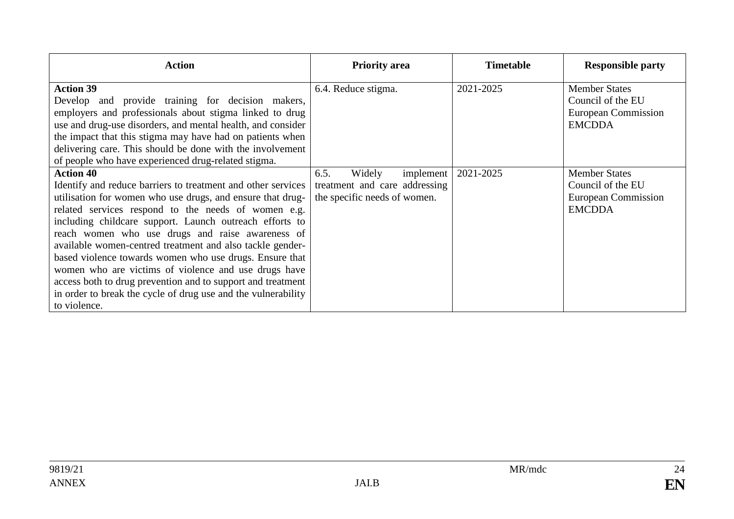| Action | Priority area | Timetable | Responsible party |
|---|---|---|---|
| **Action 39**<br>Develop and provide training for decision makers, employers and professionals about stigma linked to drug use and drug-use disorders, and mental health, and consider the impact that this stigma may have had on patients when delivering care. This should be done with the involvement of people who have experienced drug-related stigma. | 6.4. Reduce stigma. | 2021-2025 | Member States<br>Council of the EU<br>European Commission<br>EMCDDA |
| **Action 40**<br>Identify and reduce barriers to treatment and other services utilisation for women who use drugs, and ensure that drug-related services respond to the needs of women e.g. including childcare support. Launch outreach efforts to reach women who use drugs and raise awareness of available women-centred treatment and also tackle gender-based violence towards women who use drugs. Ensure that women who are victims of violence and use drugs have access both to drug prevention and to support and treatment in order to break the cycle of drug use and the vulnerability to violence. | 6.5. Widely implement treatment and care addressing the specific needs of women. | 2021-2025 | Member States<br>Council of the EU<br>European Commission<br>EMCDDA |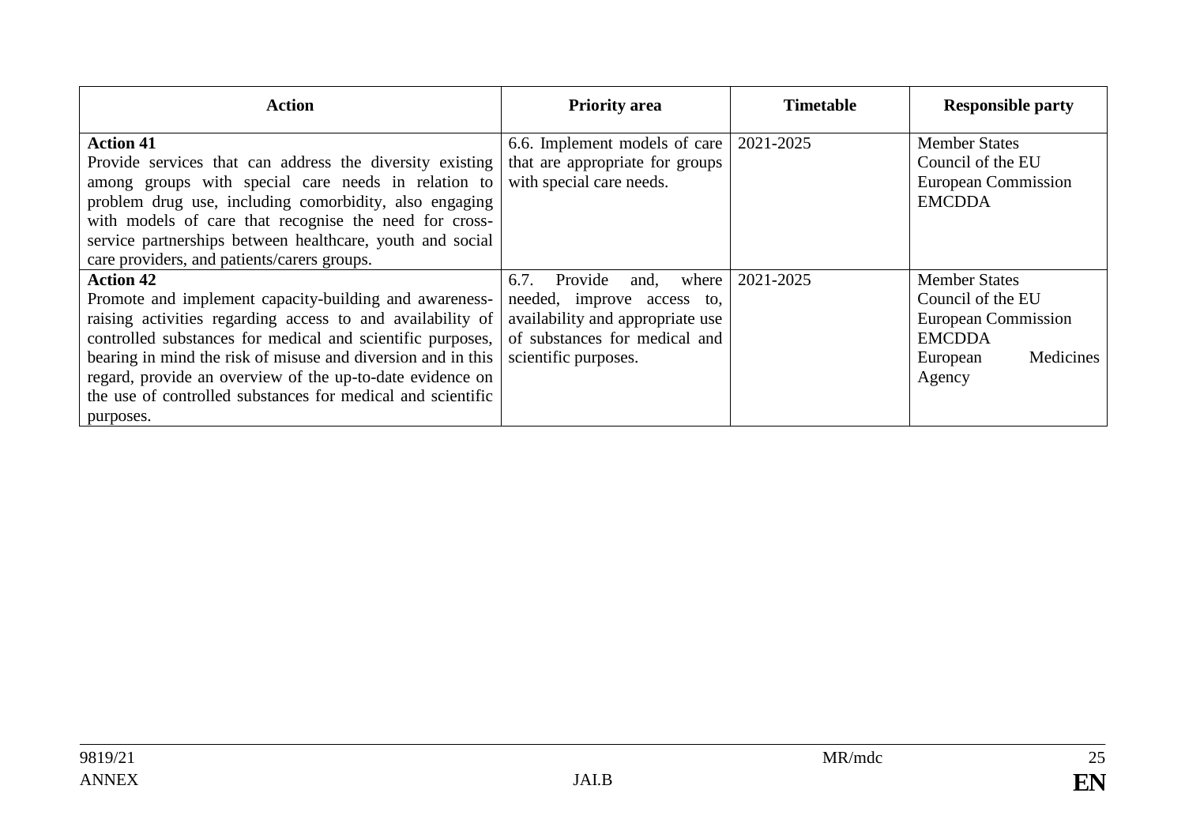| Action | Priority area | Timetable | Responsible party |
|---|---|---|---|
| **Action 41**<br>Provide services that can address the diversity existing among groups with special care needs in relation to problem drug use, including comorbidity, also engaging with models of care that recognise the need for cross-service partnerships between healthcare, youth and social care providers, and patients/carers groups. | 6.6. Implement models of care that are appropriate for groups with special care needs. | 2021-2025 | Member States<br>Council of the EU<br>European Commission<br>EMCDDA |
| **Action 42**<br>Promote and implement capacity-building and awareness-raising activities regarding access to and availability of controlled substances for medical and scientific purposes, bearing in mind the risk of misuse and diversion and in this regard, provide an overview of the up-to-date evidence on the use of controlled substances for medical and scientific purposes. | 6.7. Provide and, where needed, improve access to, availability and appropriate use of substances for medical and scientific purposes. | 2021-2025 | Member States<br>Council of the EU<br>European Commission<br>EMCDDA<br>European Medicines Agency |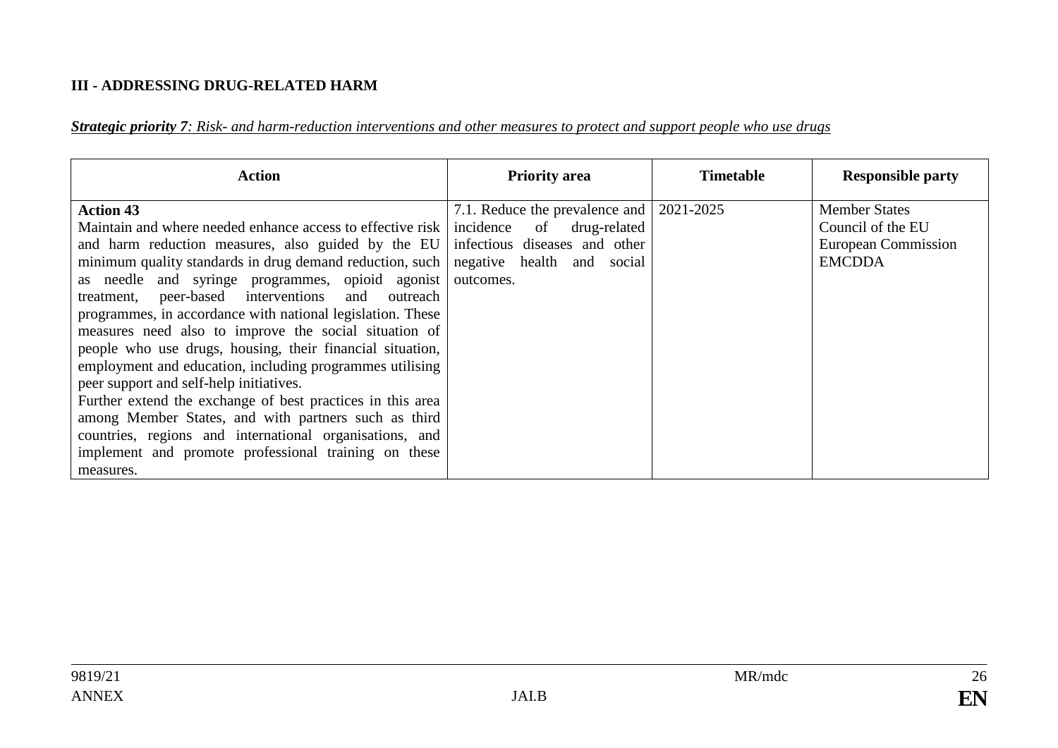**III - ADDRESSING DRUG-RELATED HARM**

***Strategic priority 7**: Risk- and harm-reduction interventions and other measures to protect and support people who use drugs*

| Action | Priority area | Timetable | Responsible party |
|---|---|---|---|
| **Action 43**<br>Maintain and where needed enhance access to effective risk and harm reduction measures, also guided by the EU minimum quality standards in drug demand reduction, such as needle and syringe programmes, opioid agonist treatment, peer-based interventions and outreach programmes, in accordance with national legislation. These measures need also to improve the social situation of people who use drugs, housing, their financial situation, employment and education, including programmes utilising peer support and self-help initiatives.<br>Further extend the exchange of best practices in this area among Member States, and with partners such as third countries, regions and international organisations, and implement and promote professional training on these measures. | 7.1. Reduce the prevalence and incidence of drug-related infectious diseases and other negative health and social outcomes. | 2021-2025 | Member States<br>Council of the EU<br>European Commission<br>EMCDDA |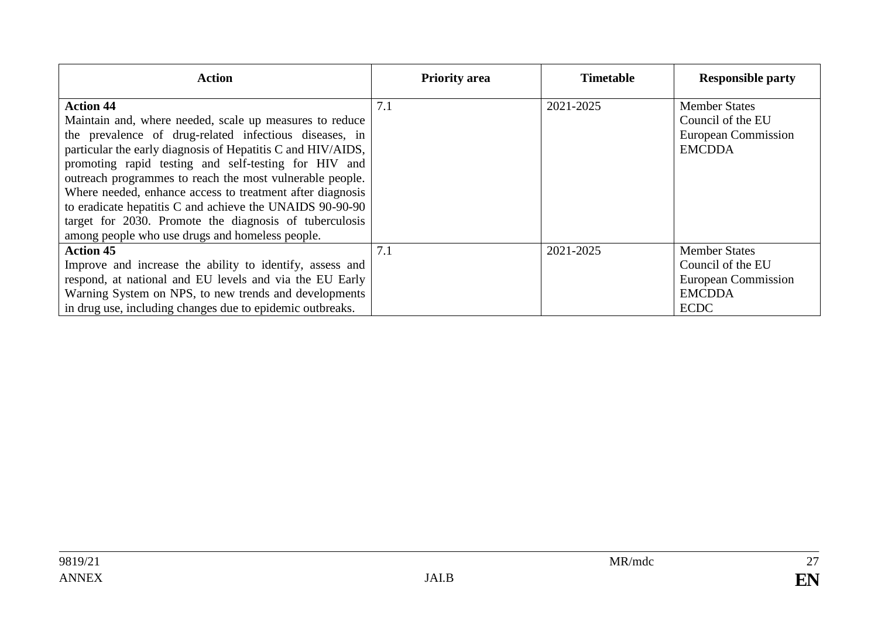| Action | Priority area | Timetable | Responsible party |
| --- | --- | --- | --- |
| **Action 44**<br>Maintain and, where needed, scale up measures to reduce the prevalence of drug-related infectious diseases, in particular the early diagnosis of Hepatitis C and HIV/AIDS, promoting rapid testing and self-testing for HIV and outreach programmes to reach the most vulnerable people. Where needed, enhance access to treatment after diagnosis to eradicate hepatitis C and achieve the UNAIDS 90-90-90 target for 2030. Promote the diagnosis of tuberculosis among people who use drugs and homeless people. | 7.1 | 2021-2025 | Member States<br>Council of the EU<br>European Commission<br>EMCDDA |
| **Action 45**<br>Improve and increase the ability to identify, assess and respond, at national and EU levels and via the EU Early Warning System on NPS, to new trends and developments in drug use, including changes due to epidemic outbreaks. | 7.1 | 2021-2025 | Member States<br>Council of the EU<br>European Commission<br>EMCDDA<br>ECDC |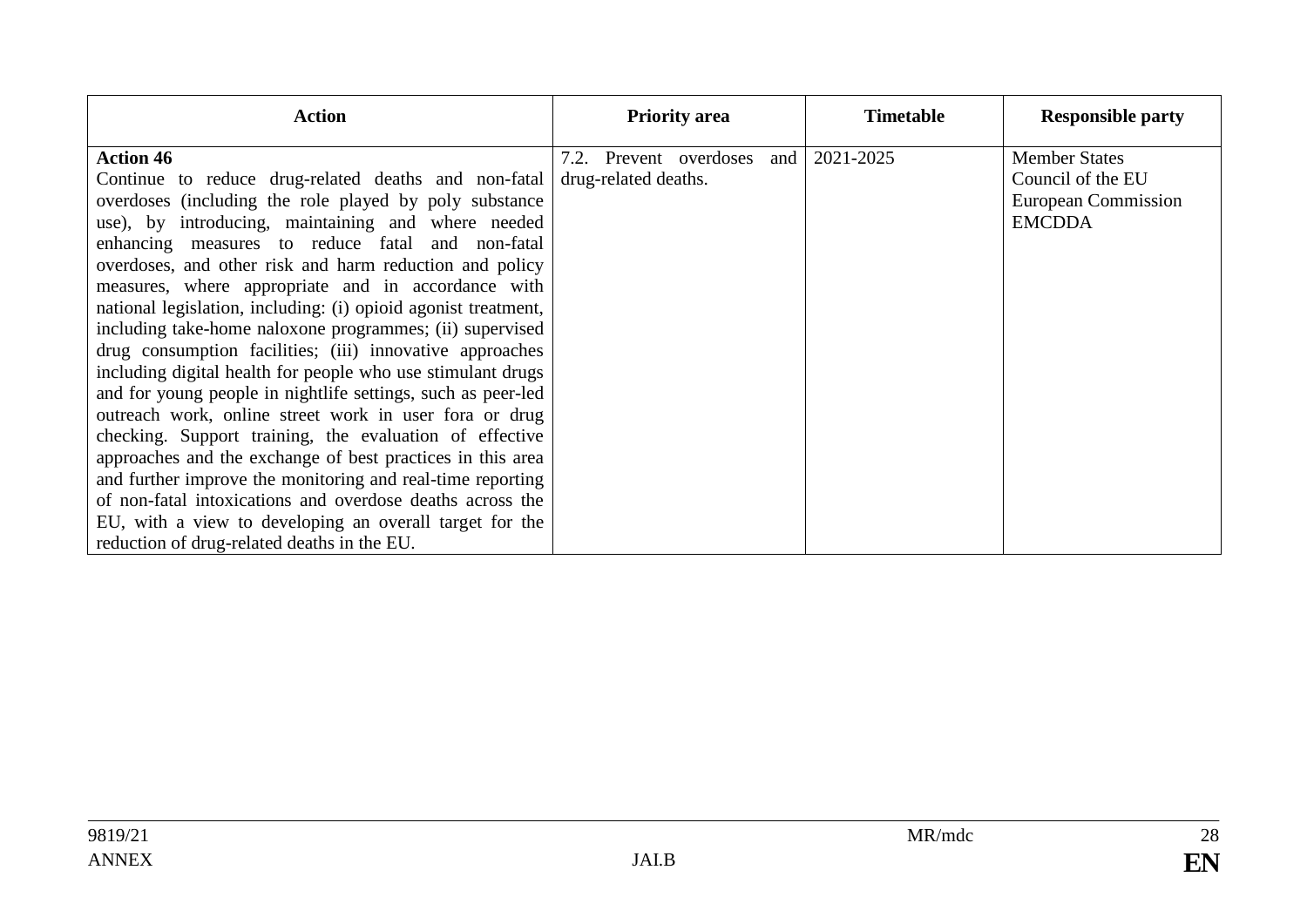| Action | Priority area | Timetable | Responsible party |
|---|---|---|---|
| **Action 46**<br>Continue to reduce drug-related deaths and non-fatal overdoses (including the role played by poly substance use), by introducing, maintaining and where needed enhancing measures to reduce fatal and non-fatal overdoses, and other risk and harm reduction and policy measures, where appropriate and in accordance with national legislation, including: (i) opioid agonist treatment, including take-home naloxone programmes; (ii) supervised drug consumption facilities; (iii) innovative approaches including digital health for people who use stimulant drugs and for young people in nightlife settings, such as peer-led outreach work, online street work in user fora or drug checking. Support training, the evaluation of effective approaches and the exchange of best practices in this area and further improve the monitoring and real-time reporting of non-fatal intoxications and overdose deaths across the EU, with a view to developing an overall target for the reduction of drug-related deaths in the EU. | 7.2. Prevent overdoses and drug-related deaths. | 2021-2025 | Member States<br>Council of the EU<br>European Commission<br>EMCDDA |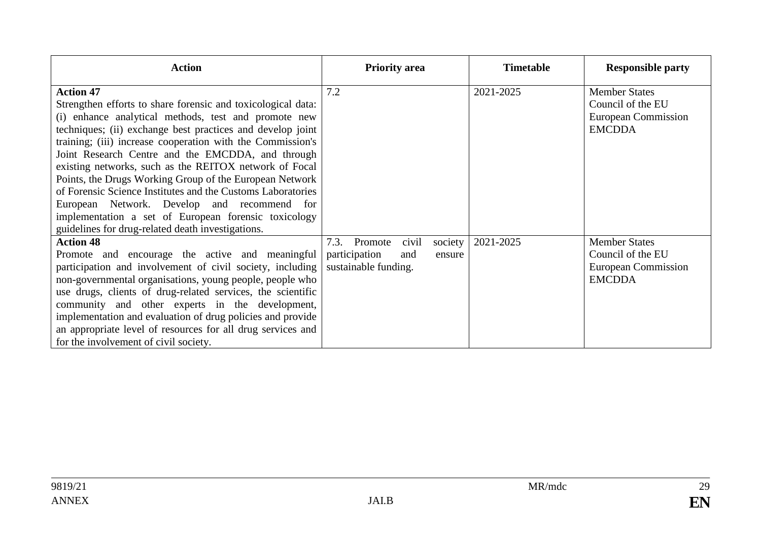| Action | Priority area | Timetable | Responsible party |
|---|---|---|---|
| **Action 47**<br>Strengthen efforts to share forensic and toxicological data: (i) enhance analytical methods, test and promote new techniques; (ii) exchange best practices and develop joint training; (iii) increase cooperation with the Commission's Joint Research Centre and the EMCDDA, and through existing networks, such as the REITOX network of Focal Points, the Drugs Working Group of the European Network of Forensic Science Institutes and the Customs Laboratories European Network. Develop and recommend for implementation a set of European forensic toxicology guidelines for drug-related death investigations. | 7.2 | 2021-2025 | Member States<br>Council of the EU<br>European Commission<br>EMCDDA |
| **Action 48**<br>Promote and encourage the active and meaningful participation and involvement of civil society, including non-governmental organisations, young people, people who use drugs, clients of drug-related services, the scientific community and other experts in the development, implementation and evaluation of drug policies and provide an appropriate level of resources for all drug services and for the involvement of civil society. | 7.3. Promote civil society participation and ensure sustainable funding. | 2021-2025 | Member States<br>Council of the EU<br>European Commission<br>EMCDDA |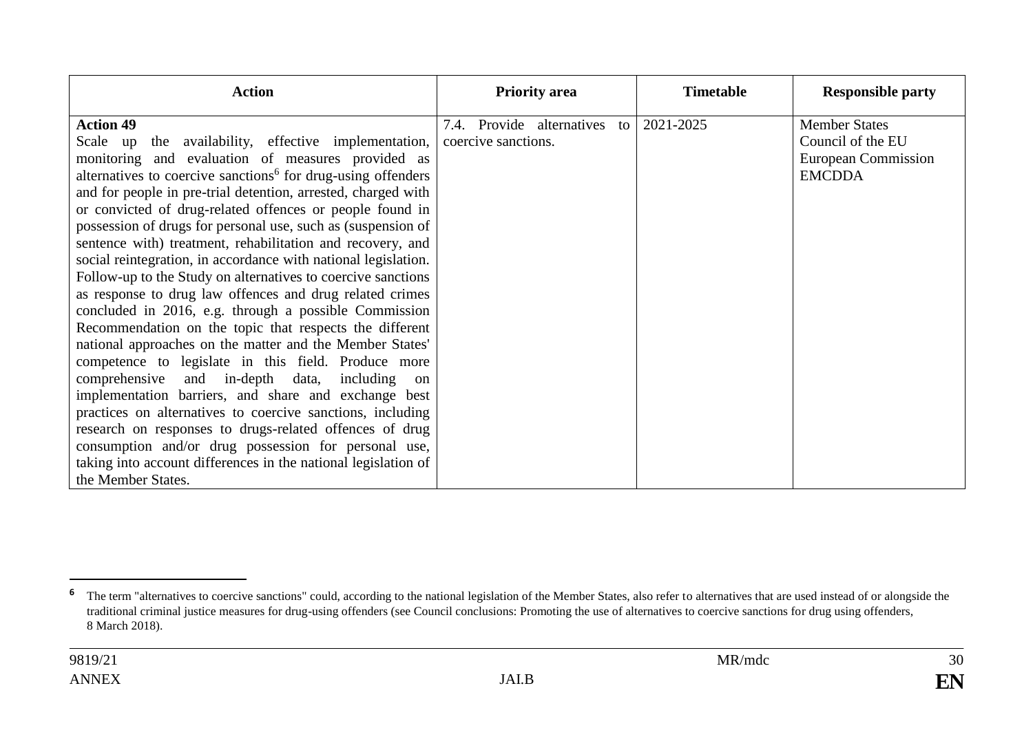| Action | Priority area | Timetable | Responsible party |
|---|---|---|---|
| **Action 49**<br>Scale up the availability, effective implementation, monitoring and evaluation of measures provided as alternatives to coercive sanctions[6] for drug-using offenders and for people in pre-trial detention, arrested, charged with or convicted of drug-related offences or people found in possession of drugs for personal use, such as (suspension of sentence with) treatment, rehabilitation and recovery, and social reintegration, in accordance with national legislation. Follow-up to the Study on alternatives to coercive sanctions as response to drug law offences and drug related crimes concluded in 2016, e.g. through a possible Commission Recommendation on the topic that respects the different national approaches on the matter and the Member States' competence to legislate in this field. Produce more comprehensive and in-depth data, including on implementation barriers, and share and exchange best practices on alternatives to coercive sanctions, including research on responses to drugs-related offences of drug consumption and/or drug possession for personal use, taking into account differences in the national legislation of the Member States. | 7.4. Provide alternatives to coercive sanctions. | 2021-2025 | Member States<br>Council of the EU<br>European Commission<br>EMCDDA |

[6] The term "alternatives to coercive sanctions" could, according to the national legislation of the Member States, also refer to alternatives that are used instead of or alongside the traditional criminal justice measures for drug-using offenders (see Council conclusions: Promoting the use of alternatives to coercive sanctions for drug using offenders, 8 March 2018).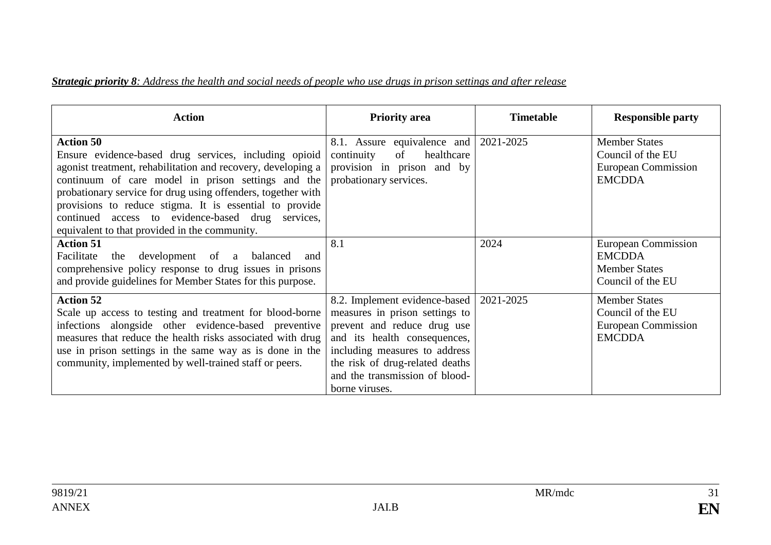***Strategic priority 8**: Address the health and social needs of people who use drugs in prison settings and after release*

| Action | Priority area | Timetable | Responsible party |
|---|---|---|---|
| **Action 50**<br>Ensure evidence-based drug services, including opioid agonist treatment, rehabilitation and recovery, developing a continuum of care model in prison settings and the probationary service for drug using offenders, together with provisions to reduce stigma. It is essential to provide continued access to evidence-based drug services, equivalent to that provided in the community. | 8.1. Assure equivalence and continuity of healthcare provision in prison and by probationary services. | 2021-2025 | Member States<br>Council of the EU<br>European Commission<br>EMCDDA |
| **Action 51**<br>Facilitate the development of a balanced and comprehensive policy response to drug issues in prisons and provide guidelines for Member States for this purpose. | 8.1 | 2024 | European Commission<br>EMCDDA<br>Member States<br>Council of the EU |
| **Action 52**<br>Scale up access to testing and treatment for blood-borne infections alongside other evidence-based preventive measures that reduce the health risks associated with drug use in prison settings in the same way as is done in the community, implemented by well-trained staff or peers. | 8.2. Implement evidence-based measures in prison settings to prevent and reduce drug use and its health consequences, including measures to address the risk of drug-related deaths and the transmission of blood-borne viruses. | 2021-2025 | Member States<br>Council of the EU<br>European Commission<br>EMCDDA |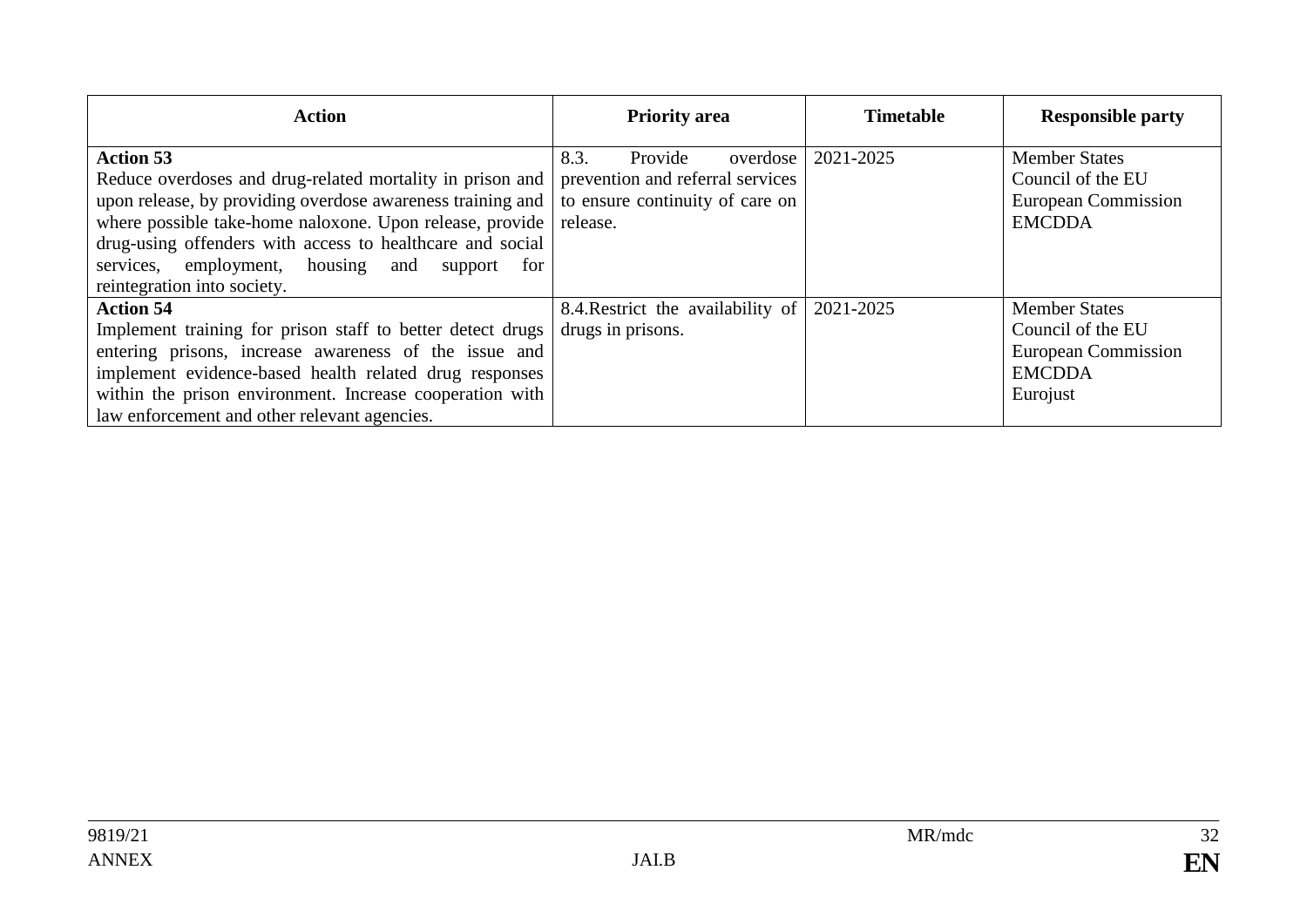| Action | Priority area | Timetable | Responsible party |
|---|---|---|---|
| **Action 53**<br>Reduce overdoses and drug-related mortality in prison and upon release, by providing overdose awareness training and where possible take-home naloxone. Upon release, provide drug-using offenders with access to healthcare and social services, employment, housing and support for reintegration into society. | 8.3. Provide overdose prevention and referral services to ensure continuity of care on release. | 2021-2025 | Member States<br>Council of the EU<br>European Commission<br>EMCDDA |
| **Action 54**<br>Implement training for prison staff to better detect drugs entering prisons, increase awareness of the issue and implement evidence-based health related drug responses within the prison environment. Increase cooperation with law enforcement and other relevant agencies. | 8.4.Restrict the availability of drugs in prisons. | 2021-2025 | Member States<br>Council of the EU<br>European Commission<br>EMCDDA<br>Eurojust |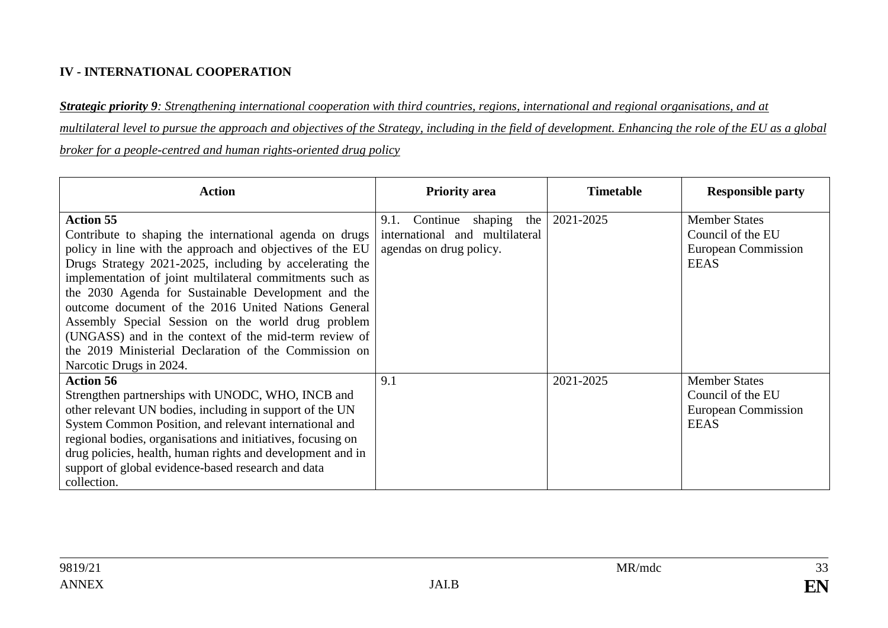## IV - INTERNATIONAL COOPERATION

***Strategic priority 9**: Strengthening international cooperation with third countries, regions, international and regional organisations, and at multilateral level to pursue the approach and objectives of the Strategy, including in the field of development. Enhancing the role of the EU as a global broker for a people-centred and human rights-oriented drug policy*

| Action | Priority area | Timetable | Responsible party |
|---|---|---|---|
| **Action 55**<br>Contribute to shaping the international agenda on drugs policy in line with the approach and objectives of the EU Drugs Strategy 2021-2025, including by accelerating the implementation of joint multilateral commitments such as the 2030 Agenda for Sustainable Development and the outcome document of the 2016 United Nations General Assembly Special Session on the world drug problem (UNGASS) and in the context of the mid-term review of the 2019 Ministerial Declaration of the Commission on Narcotic Drugs in 2024. | 9.1. Continue shaping the international and multilateral agendas on drug policy. | 2021-2025 | Member States<br>Council of the EU<br>European Commission<br>EEAS |
| **Action 56**<br>Strengthen partnerships with UNODC, WHO, INCB and other relevant UN bodies, including in support of the UN System Common Position, and relevant international and regional bodies, organisations and initiatives, focusing on drug policies, health, human rights and development and in support of global evidence-based research and data collection. | 9.1 | 2021-2025 | Member States<br>Council of the EU<br>European Commission<br>EEAS |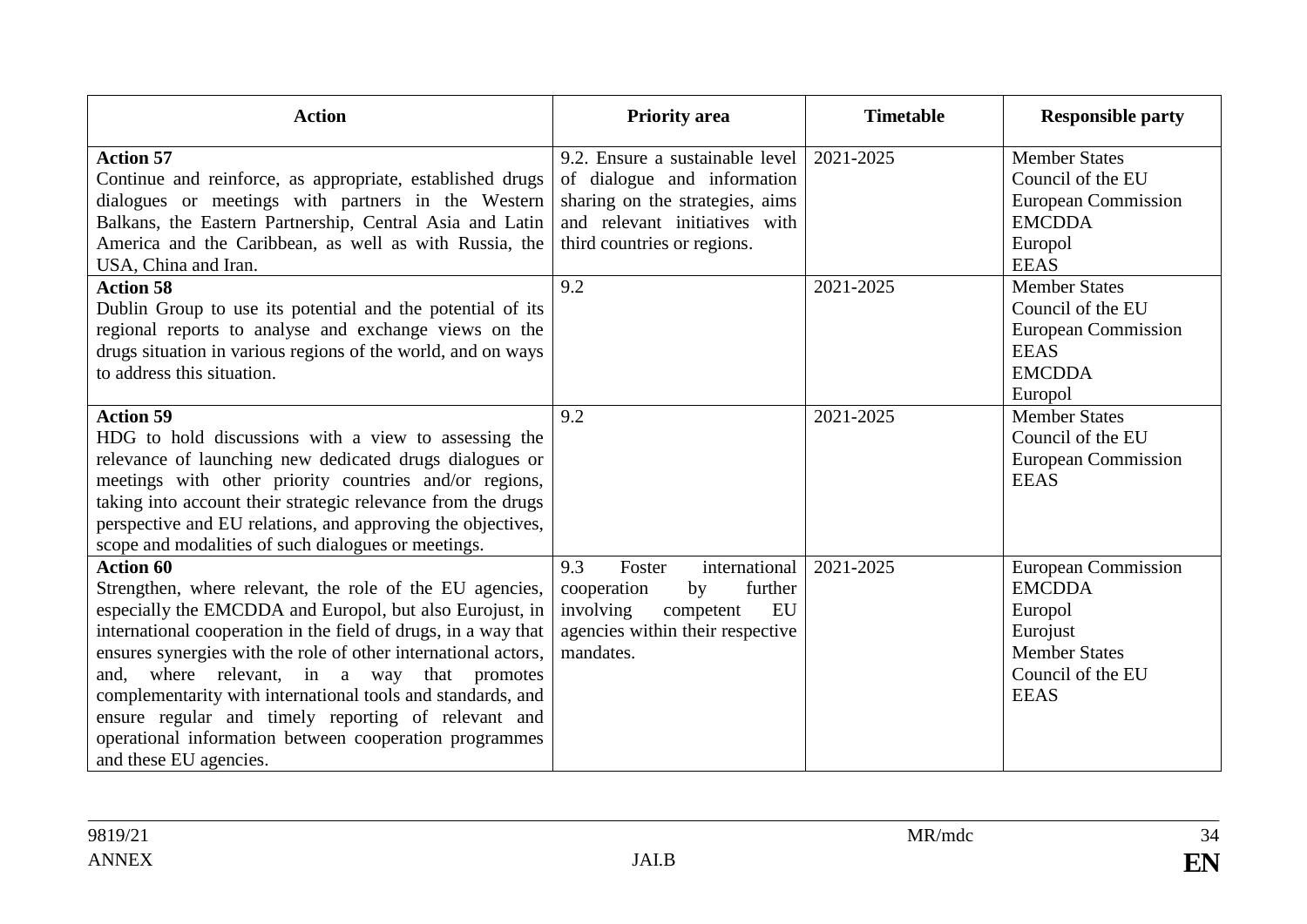| Action | Priority area | Timetable | Responsible party |
|---|---|---|---|
| **Action 57**<br>Continue and reinforce, as appropriate, established drugs dialogues or meetings with partners in the Western Balkans, the Eastern Partnership, Central Asia and Latin America and the Caribbean, as well as with Russia, the USA, China and Iran. | 9.2. Ensure a sustainable level of dialogue and information sharing on the strategies, aims and relevant initiatives with third countries or regions. | 2021-2025 | Member States<br>Council of the EU<br>European Commission<br>EMCDDA<br>Europol<br>EEAS |
| **Action 58**<br>Dublin Group to use its potential and the potential of its regional reports to analyse and exchange views on the drugs situation in various regions of the world, and on ways to address this situation. | 9.2 | 2021-2025 | Member States<br>Council of the EU<br>European Commission<br>EEAS<br>EMCDDA<br>Europol |
| **Action 59**<br>HDG to hold discussions with a view to assessing the relevance of launching new dedicated drugs dialogues or meetings with other priority countries and/or regions, taking into account their strategic relevance from the drugs perspective and EU relations, and approving the objectives, scope and modalities of such dialogues or meetings. | 9.2 | 2021-2025 | Member States<br>Council of the EU<br>European Commission<br>EEAS |
| **Action 60**<br>Strengthen, where relevant, the role of the EU agencies, especially the EMCDDA and Europol, but also Eurojust, in international cooperation in the field of drugs, in a way that ensures synergies with the role of other international actors, and, where relevant, in a way that promotes complementarity with international tools and standards, and ensure regular and timely reporting of relevant and operational information between cooperation programmes and these EU agencies. | 9.3 Foster international cooperation by further involving competent EU agencies within their respective mandates. | 2021-2025 | European Commission<br>EMCDDA<br>Europol<br>Eurojust<br>Member States<br>Council of the EU<br>EEAS |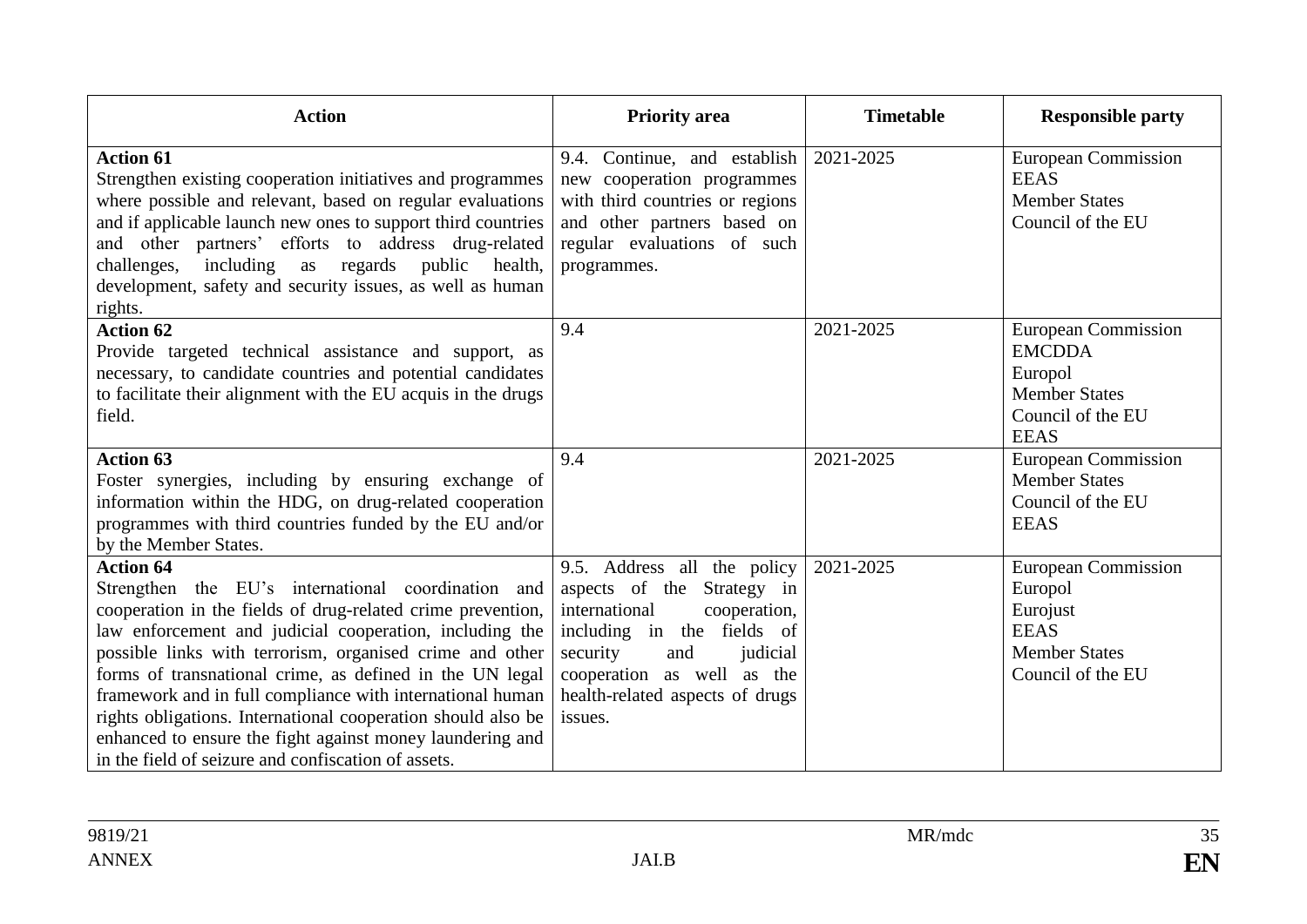| Action | Priority area | Timetable | Responsible party |
|---|---|---|---|
| **Action 61**<br>Strengthen existing cooperation initiatives and programmes where possible and relevant, based on regular evaluations and if applicable launch new ones to support third countries and other partners' efforts to address drug-related challenges, including as regards public health, development, safety and security issues, as well as human rights. | 9.4. Continue, and establish new cooperation programmes with third countries or regions and other partners based on regular evaluations of such programmes. | 2021-2025 | European Commission<br>EEAS<br>Member States<br>Council of the EU |
| **Action 62**<br>Provide targeted technical assistance and support, as necessary, to candidate countries and potential candidates to facilitate their alignment with the EU acquis in the drugs field. | 9.4 | 2021-2025 | European Commission<br>EMCDDA<br>Europol<br>Member States<br>Council of the EU<br>EEAS |
| **Action 63**<br>Foster synergies, including by ensuring exchange of information within the HDG, on drug-related cooperation programmes with third countries funded by the EU and/or by the Member States. | 9.4 | 2021-2025 | European Commission<br>Member States<br>Council of the EU<br>EEAS |
| **Action 64**<br>Strengthen the EU's international coordination and cooperation in the fields of drug-related crime prevention, law enforcement and judicial cooperation, including the possible links with terrorism, organised crime and other forms of transnational crime, as defined in the UN legal framework and in full compliance with international human rights obligations. International cooperation should also be enhanced to ensure the fight against money laundering and in the field of seizure and confiscation of assets. | 9.5. Address all the policy aspects of the Strategy in international cooperation, including in the fields of security and judicial cooperation as well as the health-related aspects of drugs issues. | 2021-2025 | European Commission<br>Europol<br>Eurojust<br>EEAS<br>Member States<br>Council of the EU |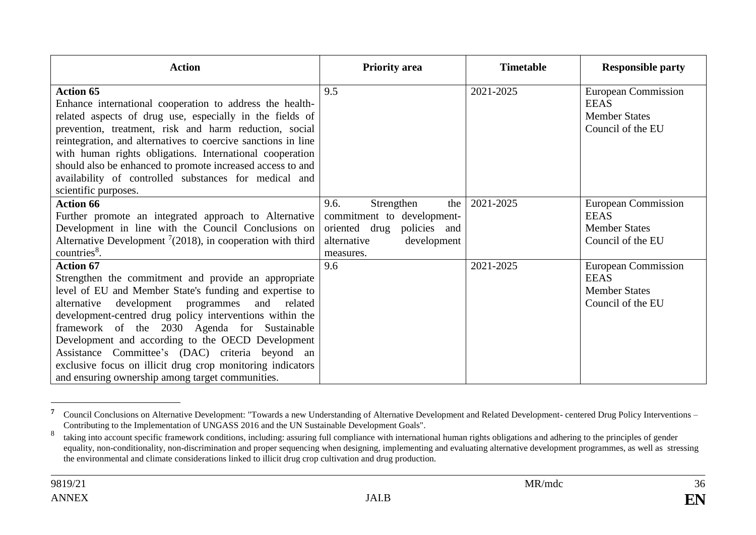| Action | Priority area | Timetable | Responsible party |
|---|---|---|---|
| **Action 65**<br>Enhance international cooperation to address the health-related aspects of drug use, especially in the fields of prevention, treatment, risk and harm reduction, social reintegration, and alternatives to coercive sanctions in line with human rights obligations. International cooperation should also be enhanced to promote increased access to and availability of controlled substances for medical and scientific purposes. | 9.5 | 2021-2025 | European Commission<br>EEAS<br>Member States<br>Council of the EU |
| **Action 66**<br>Further promote an integrated approach to Alternative Development in line with the Council Conclusions on Alternative Development [7](2018), in cooperation with third countries[8]. | 9.6. Strengthen the commitment to development-oriented drug policies and alternative development measures. | 2021-2025 | European Commission<br>EEAS<br>Member States<br>Council of the EU |
| **Action 67**<br>Strengthen the commitment and provide an appropriate level of EU and Member State's funding and expertise to alternative development programmes and related development-centred drug policy interventions within the framework of the 2030 Agenda for Sustainable Development and according to the OECD Development Assistance Committee's (DAC) criteria beyond an exclusive focus on illicit drug crop monitoring indicators and ensuring ownership among target communities. | 9.6 | 2021-2025 | European Commission<br>EEAS<br>Member States<br>Council of the EU |

[7] Council Conclusions on Alternative Development: "Towards a new Understanding of Alternative Development and Related Development- centered Drug Policy Interventions – Contributing to the Implementation of UNGASS 2016 and the UN Sustainable Development Goals".

[8] taking into account specific framework conditions, including: assuring full compliance with international human rights obligations and adhering to the principles of gender equality, non-conditionality, non-discrimination and proper sequencing when designing, implementing and evaluating alternative development programmes, as well as stressing the environmental and climate considerations linked to illicit drug crop cultivation and drug production.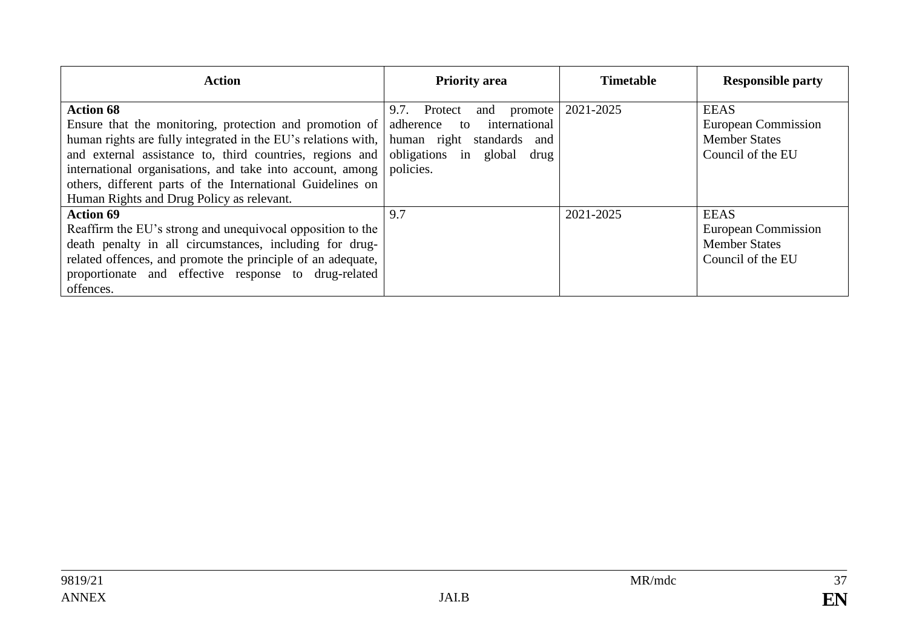| Action | Priority area | Timetable | Responsible party |
|---|---|---|---|
| **Action 68**<br>Ensure that the monitoring, protection and promotion of human rights are fully integrated in the EU's relations with, and external assistance to, third countries, regions and international organisations, and take into account, among others, different parts of the International Guidelines on Human Rights and Drug Policy as relevant. | 9.7. Protect and promote adherence to international human right standards and obligations in global drug policies. | 2021-2025 | EEAS<br>European Commission<br>Member States<br>Council of the EU |
| **Action 69**<br>Reaffirm the EU's strong and unequivocal opposition to the death penalty in all circumstances, including for drug-related offences, and promote the principle of an adequate, proportionate and effective response to drug-related offences. | 9.7 | 2021-2025 | EEAS<br>European Commission<br>Member States<br>Council of the EU |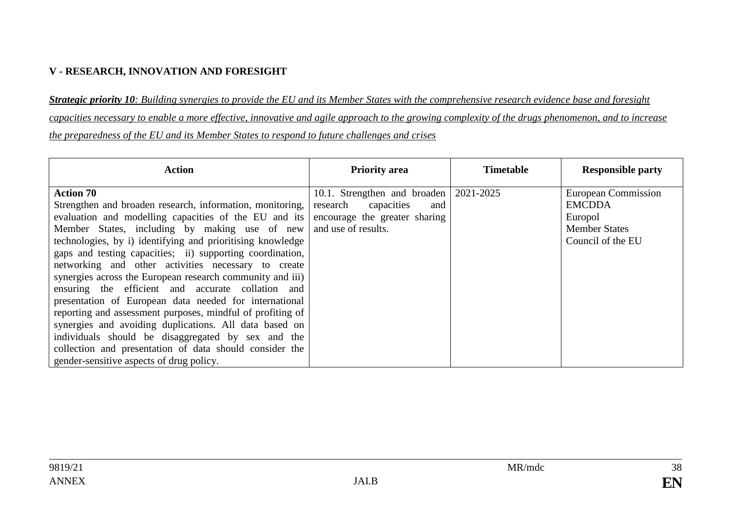**V - RESEARCH, INNOVATION AND FORESIGHT**

***Strategic priority 10**: Building synergies to provide the EU and its Member States with the comprehensive research evidence base and foresight capacities necessary to enable a more effective, innovative and agile approach to the growing complexity of the drugs phenomenon, and to increase the preparedness of the EU and its Member States to respond to future challenges and crises*

| Action | Priority area | Timetable | Responsible party |
| --- | --- | --- | --- |
| **Action 70**<br>Strengthen and broaden research, information, monitoring, evaluation and modelling capacities of the EU and its Member States, including by making use of new technologies, by i) identifying and prioritising knowledge gaps and testing capacities; ii) supporting coordination, networking and other activities necessary to create synergies across the European research community and iii) ensuring the efficient and accurate collation and presentation of European data needed for international reporting and assessment purposes, mindful of profiting of synergies and avoiding duplications. All data based on individuals should be disaggregated by sex and the collection and presentation of data should consider the gender-sensitive aspects of drug policy. | 10.1. Strengthen and broaden research capacities and encourage the greater sharing and use of results. | 2021-2025 | European Commission<br>EMCDDA<br>Europol<br>Member States<br>Council of the EU |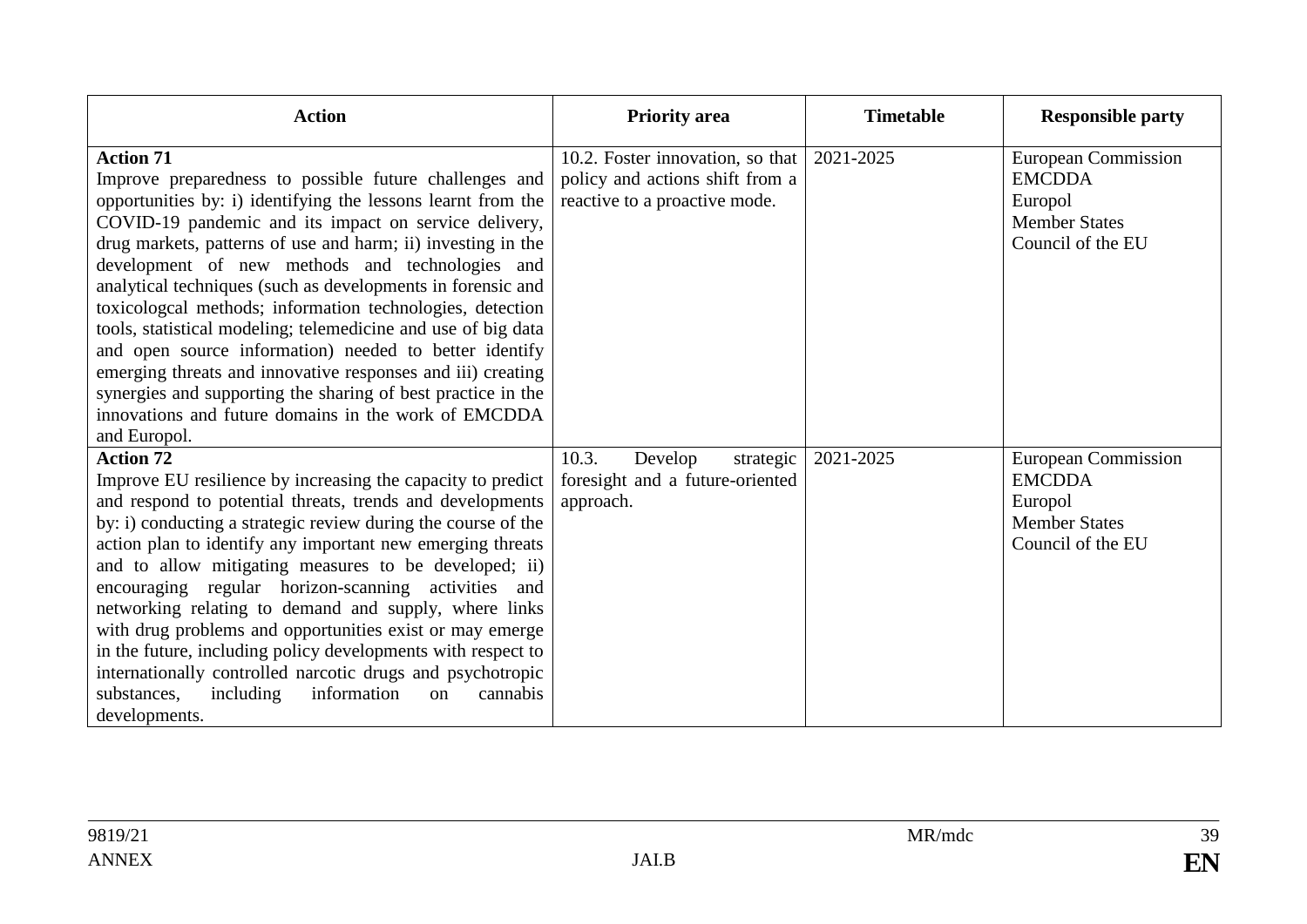| Action | Priority area | Timetable | Responsible party |
|---|---|---|---|
| **Action 71**<br>Improve preparedness to possible future challenges and opportunities by: i) identifying the lessons learnt from the COVID-19 pandemic and its impact on service delivery, drug markets, patterns of use and harm; ii) investing in the development of new methods and technologies and analytical techniques (such as developments in forensic and toxicologcal methods; information technologies, detection tools, statistical modeling; telemedicine and use of big data and open source information) needed to better identify emerging threats and innovative responses and iii) creating synergies and supporting the sharing of best practice in the innovations and future domains in the work of EMCDDA and Europol. | 10.2. Foster innovation, so that policy and actions shift from a reactive to a proactive mode. | 2021-2025 | European Commission<br>EMCDDA<br>Europol<br>Member States<br>Council of the EU |
| **Action 72**<br>Improve EU resilience by increasing the capacity to predict and respond to potential threats, trends and developments by: i) conducting a strategic review during the course of the action plan to identify any important new emerging threats and to allow mitigating measures to be developed; ii) encouraging regular horizon-scanning activities and networking relating to demand and supply, where links with drug problems and opportunities exist or may emerge in the future, including policy developments with respect to internationally controlled narcotic drugs and psychotropic substances, including information on cannabis developments. | 10.3. Develop strategic foresight and a future-oriented approach. | 2021-2025 | European Commission<br>EMCDDA<br>Europol<br>Member States<br>Council of the EU |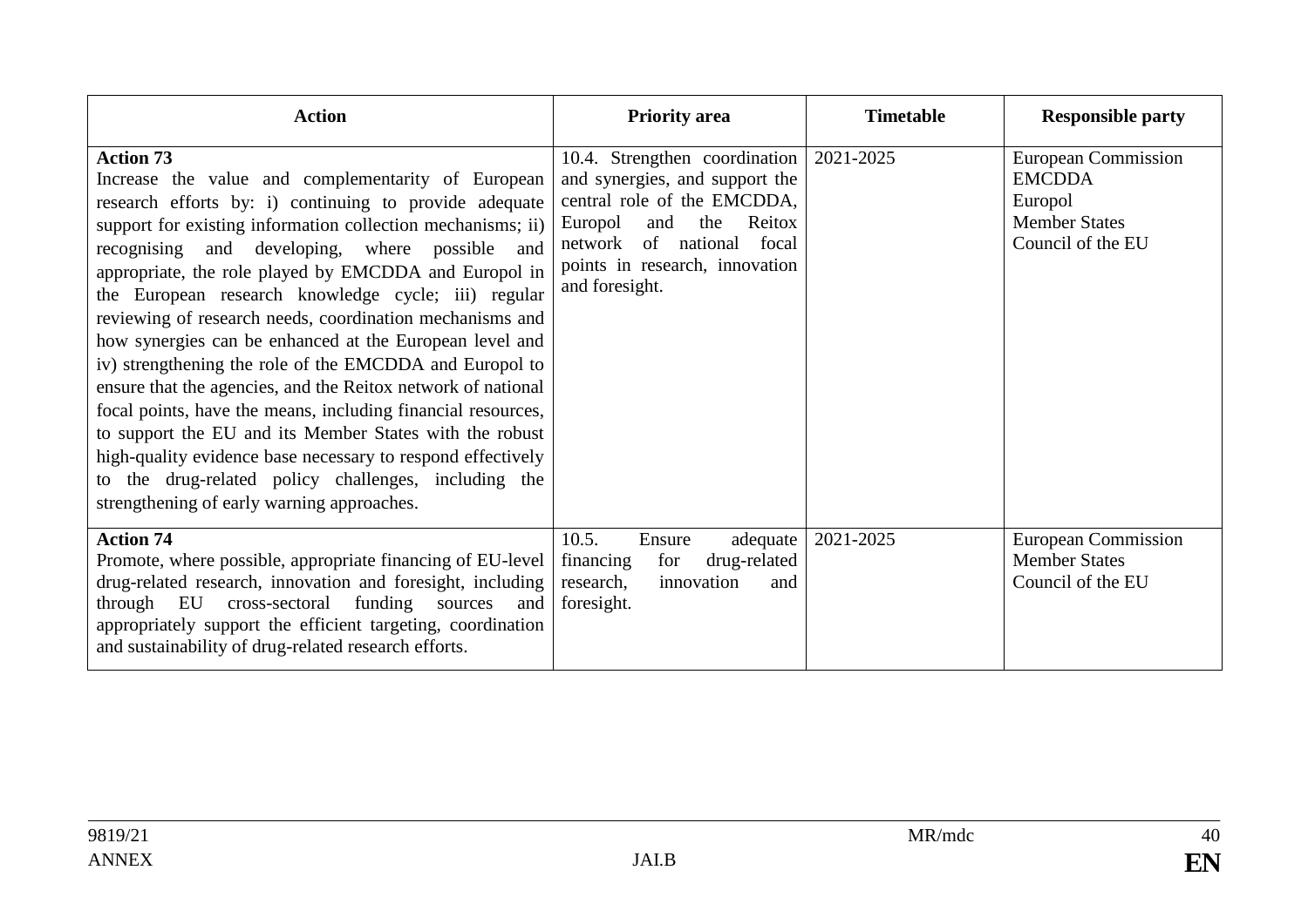| Action | Priority area | Timetable | Responsible party |
|---|---|---|---|
| **Action 73**<br>Increase the value and complementarity of European research efforts by: i) continuing to provide adequate support for existing information collection mechanisms; ii) recognising and developing, where possible and appropriate, the role played by EMCDDA and Europol in the European research knowledge cycle; iii) regular reviewing of research needs, coordination mechanisms and how synergies can be enhanced at the European level and iv) strengthening the role of the EMCDDA and Europol to ensure that the agencies, and the Reitox network of national focal points, have the means, including financial resources, to support the EU and its Member States with the robust high-quality evidence base necessary to respond effectively to the drug-related policy challenges, including the strengthening of early warning approaches. | 10.4. Strengthen coordination and synergies, and support the central role of the EMCDDA, Europol and the Reitox network of national focal points in research, innovation and foresight. | 2021-2025 | European Commission<br>EMCDDA<br>Europol<br>Member States<br>Council of the EU |
| **Action 74**<br>Promote, where possible, appropriate financing of EU-level drug-related research, innovation and foresight, including through EU cross-sectoral funding sources and appropriately support the efficient targeting, coordination and sustainability of drug-related research efforts. | 10.5. Ensure adequate financing for drug-related research, innovation and foresight. | 2021-2025 | European Commission<br>Member States<br>Council of the EU |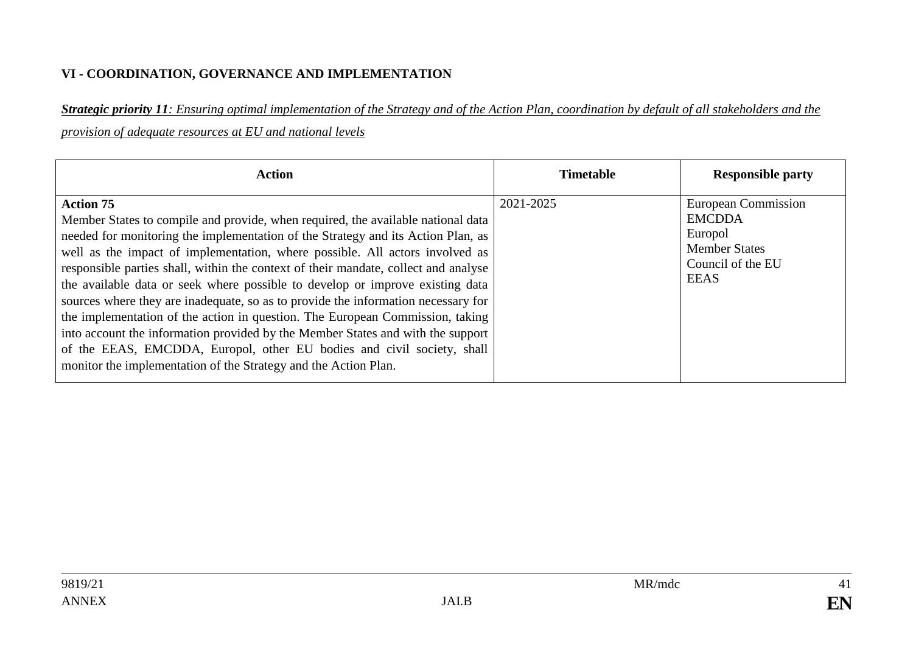**VI - COORDINATION, GOVERNANCE AND IMPLEMENTATION**

***Strategic priority 11**: Ensuring optimal implementation of the Strategy and of the Action Plan, coordination by default of all stakeholders and the provision of adequate resources at EU and national levels*

| Action | Timetable | Responsible party |
|---|---|---|
| **Action 75**<br>Member States to compile and provide, when required, the available national data needed for monitoring the implementation of the Strategy and its Action Plan, as well as the impact of implementation, where possible. All actors involved as responsible parties shall, within the context of their mandate, collect and analyse the available data or seek where possible to develop or improve existing data sources where they are inadequate, so as to provide the information necessary for the implementation of the action in question. The European Commission, taking into account the information provided by the Member States and with the support of the EEAS, EMCDDA, Europol, other EU bodies and civil society, shall monitor the implementation of the Strategy and the Action Plan. | 2021-2025 | European Commission<br>EMCDDA<br>Europol<br>Member States<br>Council of the EU<br>EEAS |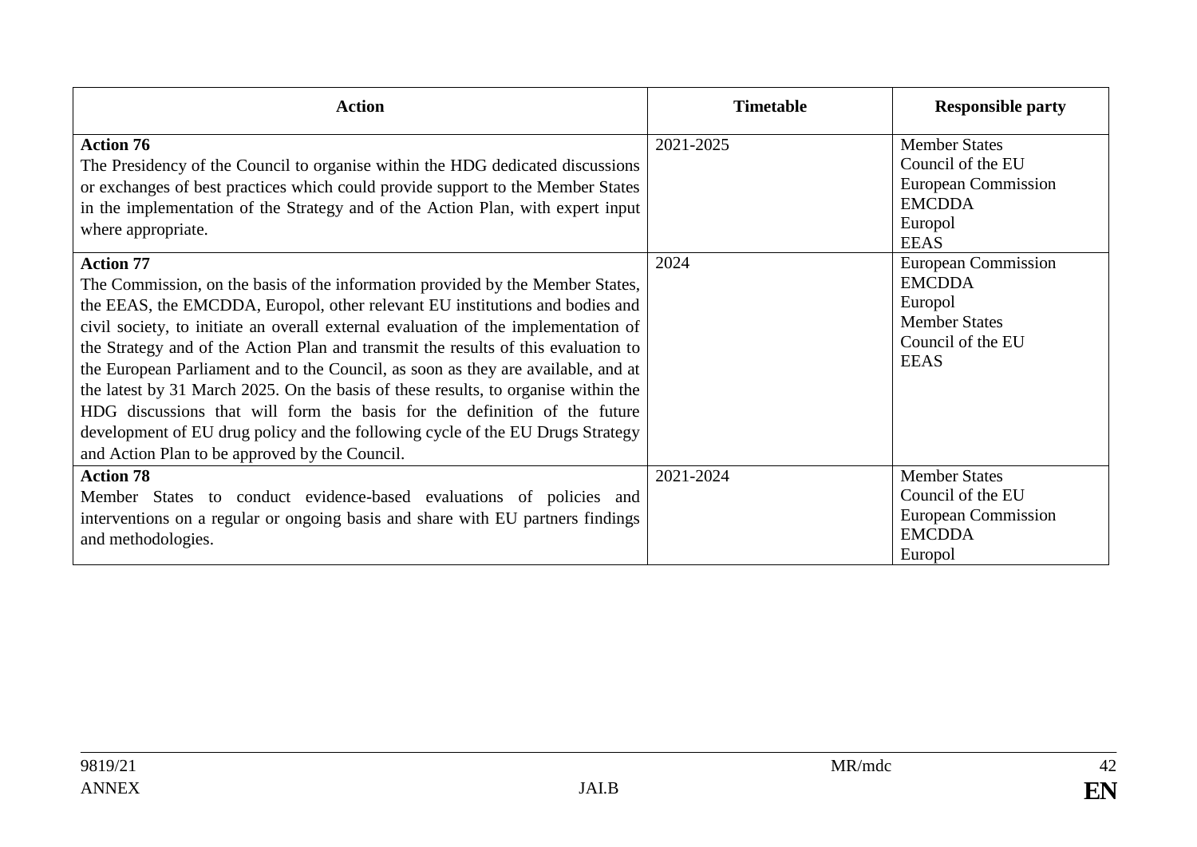| Action | Timetable | Responsible party |
|---|---|---|
| **Action 76**<br>The Presidency of the Council to organise within the HDG dedicated discussions or exchanges of best practices which could provide support to the Member States in the implementation of the Strategy and of the Action Plan, with expert input where appropriate. | 2021-2025 | Member States<br>Council of the EU<br>European Commission<br>EMCDDA<br>Europol<br>EEAS |
| **Action 77**<br>The Commission, on the basis of the information provided by the Member States, the EEAS, the EMCDDA, Europol, other relevant EU institutions and bodies and civil society, to initiate an overall external evaluation of the implementation of the Strategy and of the Action Plan and transmit the results of this evaluation to the European Parliament and to the Council, as soon as they are available, and at the latest by 31 March 2025. On the basis of these results, to organise within the HDG discussions that will form the basis for the definition of the future development of EU drug policy and the following cycle of the EU Drugs Strategy and Action Plan to be approved by the Council. | 2024 | European Commission<br>EMCDDA<br>Europol<br>Member States<br>Council of the EU<br>EEAS |
| **Action 78**<br>Member States to conduct evidence-based evaluations of policies and interventions on a regular or ongoing basis and share with EU partners findings and methodologies. | 2021-2024 | Member States<br>Council of the EU<br>European Commission<br>EMCDDA<br>Europol |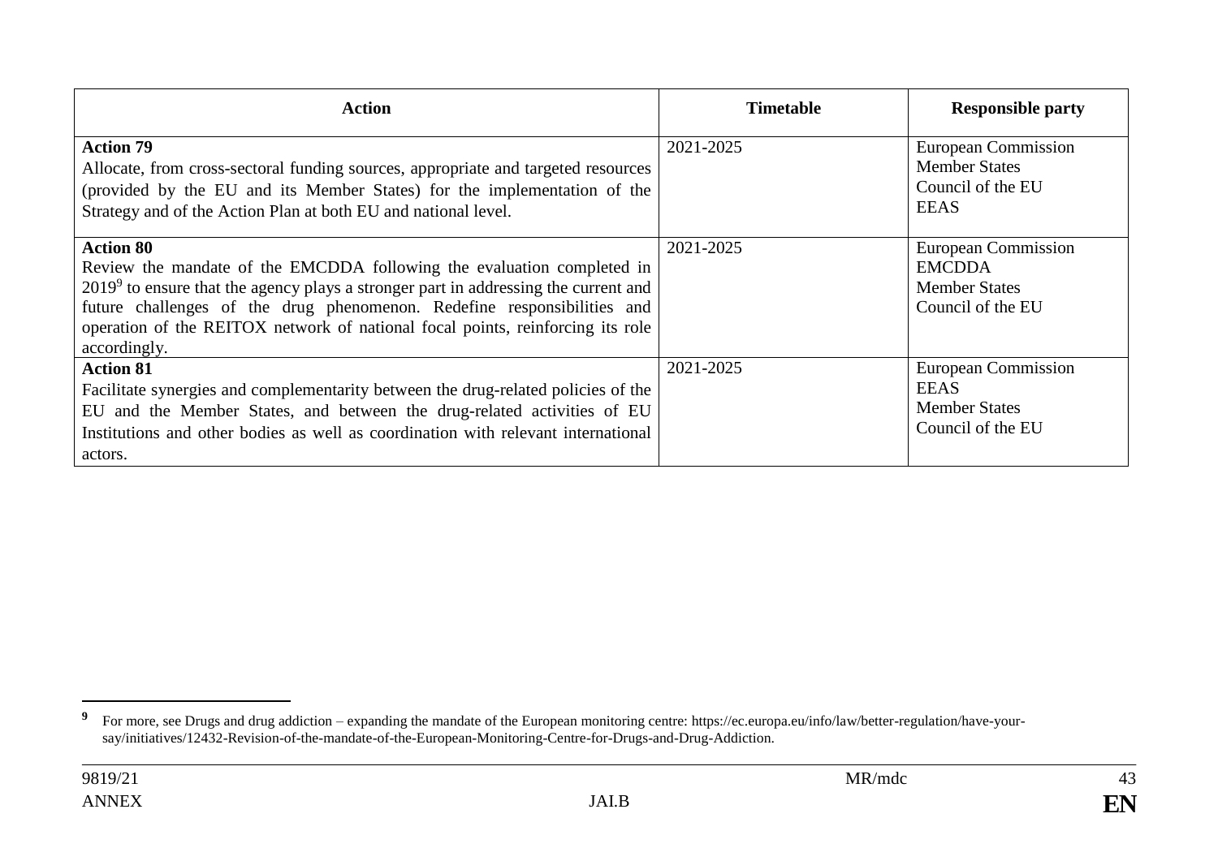| Action | Timetable | Responsible party |
|---|---|---|
| **Action 79**<br>Allocate, from cross-sectoral funding sources, appropriate and targeted resources (provided by the EU and its Member States) for the implementation of the Strategy and of the Action Plan at both EU and national level. | 2021-2025 | European Commission<br>Member States<br>Council of the EU<br>EEAS |
| **Action 80**<br>Review the mandate of the EMCDDA following the evaluation completed in 2019[9] to ensure that the agency plays a stronger part in addressing the current and future challenges of the drug phenomenon. Redefine responsibilities and operation of the REITOX network of national focal points, reinforcing its role accordingly. | 2021-2025 | European Commission<br>EMCDDA<br>Member States<br>Council of the EU |
| **Action 81**<br>Facilitate synergies and complementarity between the drug-related policies of the EU and the Member States, and between the drug-related activities of EU Institutions and other bodies as well as coordination with relevant international actors. | 2021-2025 | European Commission<br>EEAS<br>Member States<br>Council of the EU |

[9] For more, see Drugs and drug addiction – expanding the mandate of the European monitoring centre: https://ec.europa.eu/info/law/better-regulation/have-your-say/initiatives/12432-Revision-of-the-mandate-of-the-European-Monitoring-Centre-for-Drugs-and-Drug-Addiction.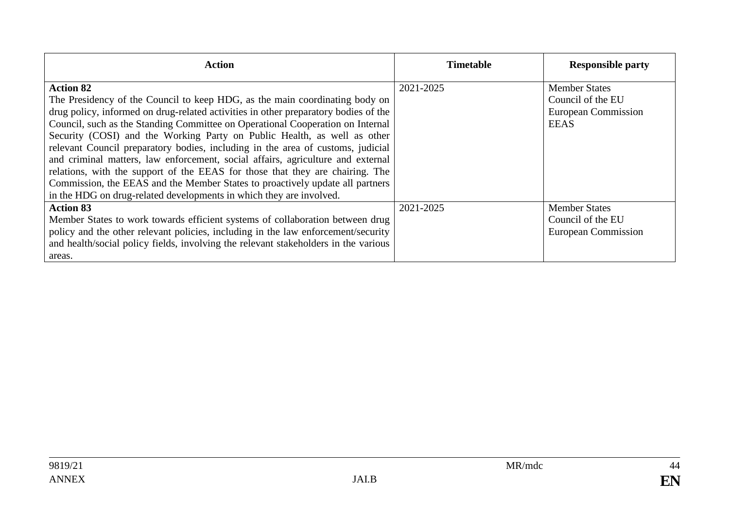| Action | Timetable | Responsible party |
|---|---|---|
| **Action 82**<br>The Presidency of the Council to keep HDG, as the main coordinating body on drug policy, informed on drug-related activities in other preparatory bodies of the Council, such as the Standing Committee on Operational Cooperation on Internal Security (COSI) and the Working Party on Public Health, as well as other relevant Council preparatory bodies, including in the area of customs, judicial and criminal matters, law enforcement, social affairs, agriculture and external relations, with the support of the EEAS for those that they are chairing. The Commission, the EEAS and the Member States to proactively update all partners in the HDG on drug-related developments in which they are involved. | 2021-2025 | Member States<br>Council of the EU<br>European Commission<br>EEAS |
| **Action 83**<br>Member States to work towards efficient systems of collaboration between drug policy and the other relevant policies, including in the law enforcement/security and health/social policy fields, involving the relevant stakeholders in the various areas. | 2021-2025 | Member States<br>Council of the EU<br>European Commission |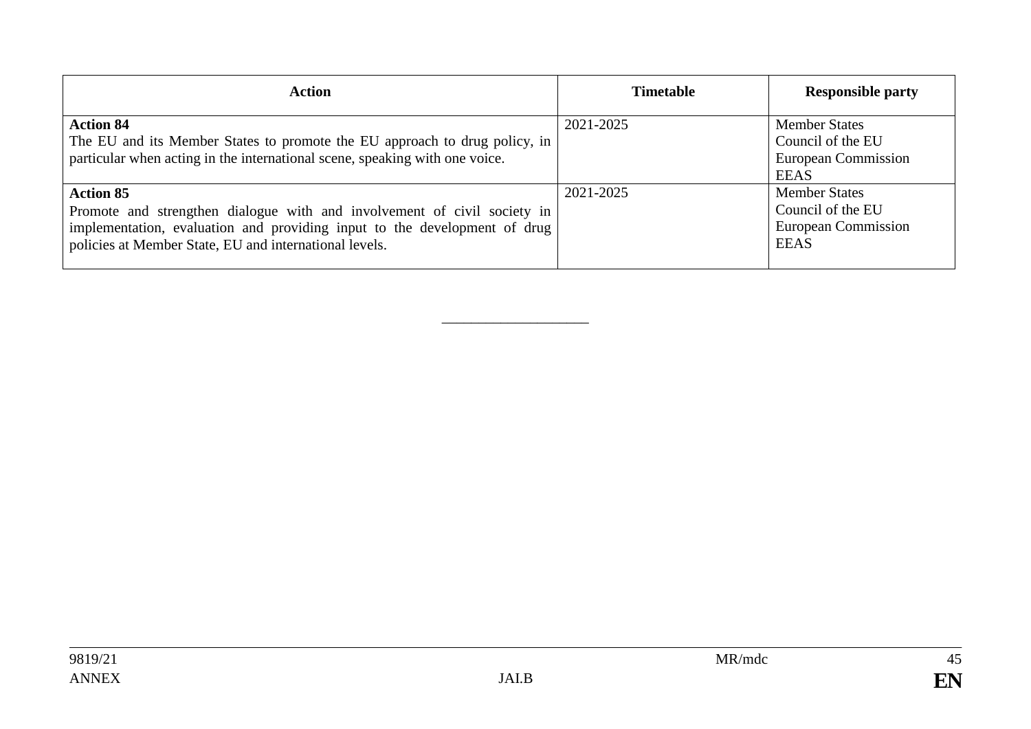| Action | Timetable | Responsible party |
|---|---|---|
| **Action 84**<br>The EU and its Member States to promote the EU approach to drug policy, in particular when acting in the international scene, speaking with one voice. | 2021-2025 | Member States<br>Council of the EU<br>European Commission<br>EEAS |
| **Action 85**<br>Promote and strengthen dialogue with and involvement of civil society in implementation, evaluation and providing input to the development of drug policies at Member State, EU and international levels. | 2021-2025 | Member States<br>Council of the EU<br>European Commission<br>EEAS |

___________________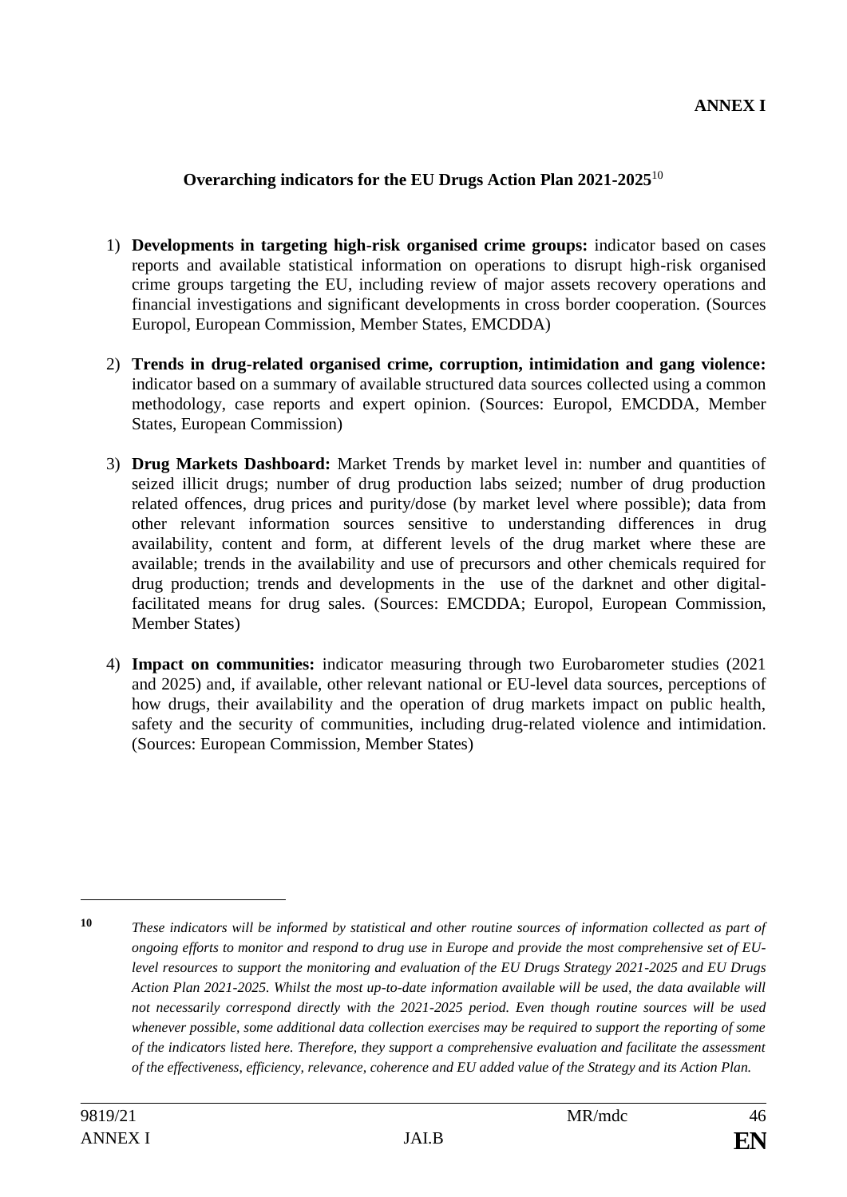**ANNEX I**

## Overarching indicators for the EU Drugs Action Plan 2021-2025[10]

1) **Developments in targeting high-risk organised crime groups:** indicator based on cases reports and available statistical information on operations to disrupt high-risk organised crime groups targeting the EU, including review of major assets recovery operations and financial investigations and significant developments in cross border cooperation. (Sources Europol, European Commission, Member States, EMCDDA)

2) **Trends in drug-related organised crime, corruption, intimidation and gang violence:** indicator based on a summary of available structured data sources collected using a common methodology, case reports and expert opinion. (Sources: Europol, EMCDDA, Member States, European Commission)

3) **Drug Markets Dashboard:** Market Trends by market level in: number and quantities of seized illicit drugs; number of drug production labs seized; number of drug production related offences, drug prices and purity/dose (by market level where possible); data from other relevant information sources sensitive to understanding differences in drug availability, content and form, at different levels of the drug market where these are available; trends in the availability and use of precursors and other chemicals required for drug production; trends and developments in the use of the darknet and other digital-facilitated means for drug sales. (Sources: EMCDDA; Europol, European Commission, Member States)

4) **Impact on communities:** indicator measuring through two Eurobarometer studies (2021 and 2025) and, if available, other relevant national or EU-level data sources, perceptions of how drugs, their availability and the operation of drug markets impact on public health, safety and the security of communities, including drug-related violence and intimidation. (Sources: European Commission, Member States)

---

[10] *These indicators will be informed by statistical and other routine sources of information collected as part of ongoing efforts to monitor and respond to drug use in Europe and provide the most comprehensive set of EU-level resources to support the monitoring and evaluation of the EU Drugs Strategy 2021-2025 and EU Drugs Action Plan 2021-2025. Whilst the most up-to-date information available will be used, the data available will not necessarily correspond directly with the 2021-2025 period. Even though routine sources will be used whenever possible, some additional data collection exercises may be required to support the reporting of some of the indicators listed here. Therefore, they support a comprehensive evaluation and facilitate the assessment of the effectiveness, efficiency, relevance, coherence and EU added value of the Strategy and its Action Plan.*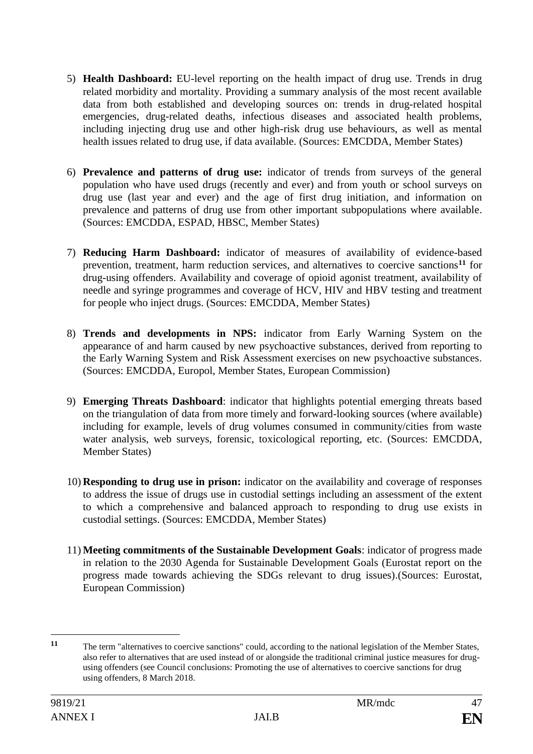5) **Health Dashboard:** EU-level reporting on the health impact of drug use. Trends in drug related morbidity and mortality. Providing a summary analysis of the most recent available data from both established and developing sources on: trends in drug-related hospital emergencies, drug-related deaths, infectious diseases and associated health problems, including injecting drug use and other high-risk drug use behaviours, as well as mental health issues related to drug use, if data available. (Sources: EMCDDA, Member States)

6) **Prevalence and patterns of drug use:** indicator of trends from surveys of the general population who have used drugs (recently and ever) and from youth or school surveys on drug use (last year and ever) and the age of first drug initiation, and information on prevalence and patterns of drug use from other important subpopulations where available. (Sources: EMCDDA, ESPAD, HBSC, Member States)

7) **Reducing Harm Dashboard:** indicator of measures of availability of evidence-based prevention, treatment, harm reduction services, and alternatives to coercive sanctions[11] for drug-using offenders. Availability and coverage of opioid agonist treatment, availability of needle and syringe programmes and coverage of HCV, HIV and HBV testing and treatment for people who inject drugs. (Sources: EMCDDA, Member States)

8) **Trends and developments in NPS:** indicator from Early Warning System on the appearance of and harm caused by new psychoactive substances, derived from reporting to the Early Warning System and Risk Assessment exercises on new psychoactive substances. (Sources: EMCDDA, Europol, Member States, European Commission)

9) **Emerging Threats Dashboard**: indicator that highlights potential emerging threats based on the triangulation of data from more timely and forward-looking sources (where available) including for example, levels of drug volumes consumed in community/cities from waste water analysis, web surveys, forensic, toxicological reporting, etc. (Sources: EMCDDA, Member States)

10) **Responding to drug use in prison:** indicator on the availability and coverage of responses to address the issue of drugs use in custodial settings including an assessment of the extent to which a comprehensive and balanced approach to responding to drug use exists in custodial settings. (Sources: EMCDDA, Member States)

11) **Meeting commitments of the Sustainable Development Goals**: indicator of progress made in relation to the 2030 Agenda for Sustainable Development Goals (Eurostat report on the progress made towards achieving the SDGs relevant to drug issues).(Sources: Eurostat, European Commission)

---

[11] The term "alternatives to coercive sanctions" could, according to the national legislation of the Member States, also refer to alternatives that are used instead of or alongside the traditional criminal justice measures for drug-using offenders (see Council conclusions: Promoting the use of alternatives to coercive sanctions for drug using offenders, 8 March 2018.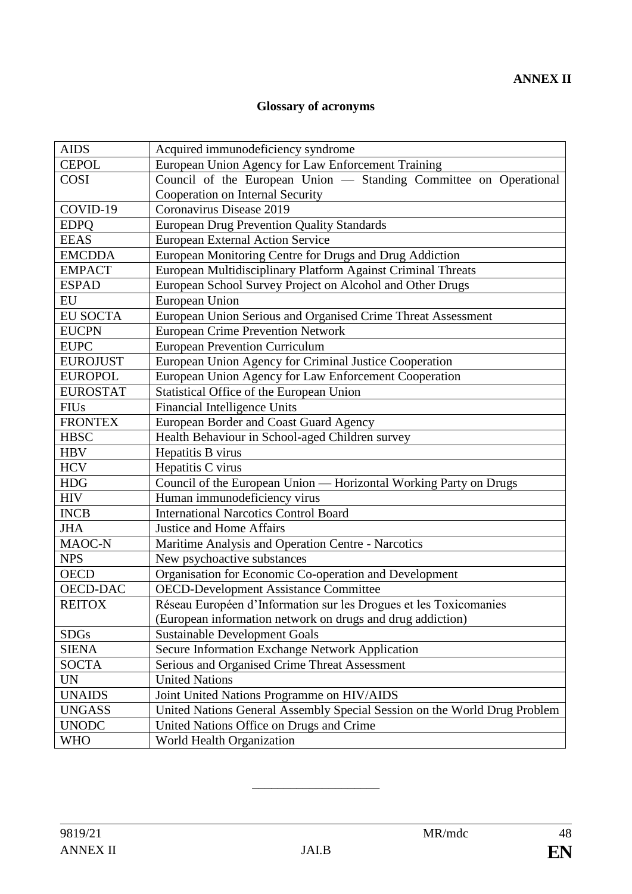**ANNEX II**

## Glossary of acronyms

| | |
|---|---|
| AIDS | Acquired immunodeficiency syndrome |
| CEPOL | European Union Agency for Law Enforcement Training |
| COSI | Council of the European Union — Standing Committee on Operational Cooperation on Internal Security |
| COVID-19 | Coronavirus Disease 2019 |
| EDPQ | European Drug Prevention Quality Standards |
| EEAS | European External Action Service |
| EMCDDA | European Monitoring Centre for Drugs and Drug Addiction |
| EMPACT | European Multidisciplinary Platform Against Criminal Threats |
| ESPAD | European School Survey Project on Alcohol and Other Drugs |
| EU | European Union |
| EU SOCTA | European Union Serious and Organised Crime Threat Assessment |
| EUCPN | European Crime Prevention Network |
| EUPC | European Prevention Curriculum |
| EUROJUST | European Union Agency for Criminal Justice Cooperation |
| EUROPOL | European Union Agency for Law Enforcement Cooperation |
| EUROSTAT | Statistical Office of the European Union |
| FIUs | Financial Intelligence Units |
| FRONTEX | European Border and Coast Guard Agency |
| HBSC | Health Behaviour in School-aged Children survey |
| HBV | Hepatitis B virus |
| HCV | Hepatitis C virus |
| HDG | Council of the European Union — Horizontal Working Party on Drugs |
| HIV | Human immunodeficiency virus |
| INCB | International Narcotics Control Board |
| JHA | Justice and Home Affairs |
| MAOC-N | Maritime Analysis and Operation Centre - Narcotics |
| NPS | New psychoactive substances |
| OECD | Organisation for Economic Co-operation and Development |
| OECD-DAC | OECD-Development Assistance Committee |
| REITOX | Réseau Européen d'Information sur les Drogues et les Toxicomanies (European information network on drugs and drug addiction) |
| SDGs | Sustainable Development Goals |
| SIENA | Secure Information Exchange Network Application |
| SOCTA | Serious and Organised Crime Threat Assessment |
| UN | United Nations |
| UNAIDS | Joint United Nations Programme on HIV/AIDS |
| UNGASS | United Nations General Assembly Special Session on the World Drug Problem |
| UNODC | United Nations Office on Drugs and Crime |
| WHO | World Health Organization |